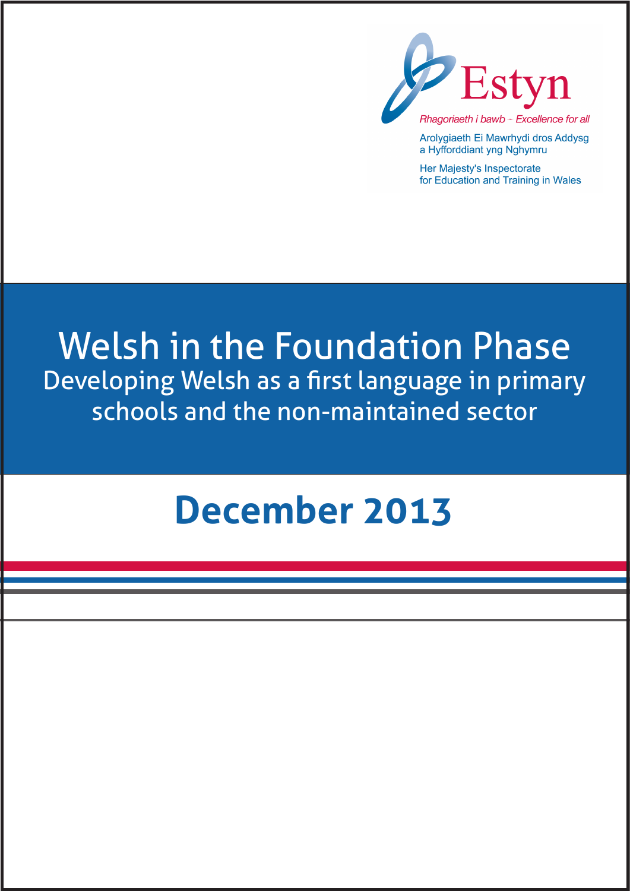Estyn

*Rhagoriaeth i bawb - Excellence for all*

Arolygiaeth Ei Mawrhydi dros Addysg a Hyfforddiant yng Nghymru

Her Majesty's Inspectorate for Education and Training in Wales

# Welsh in the Foundation Phase

## Developing Welsh as a first language in primary schools and the non-maintained sector

## December 2013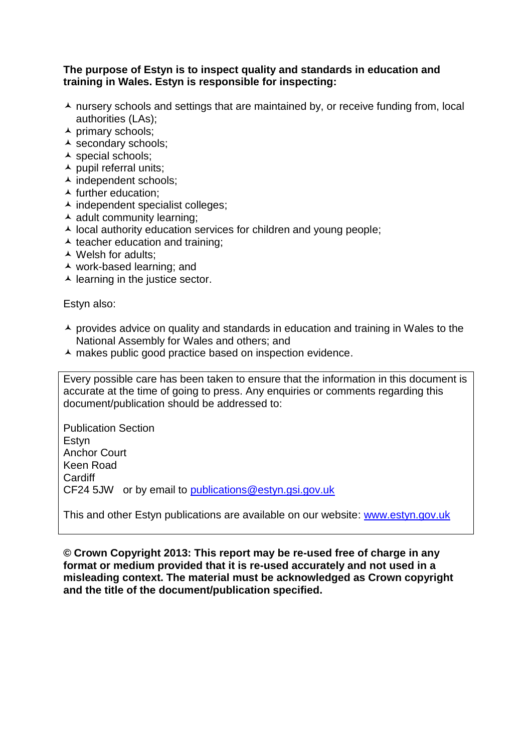**The purpose of Estyn is to inspect quality and standards in education and training in Wales. Estyn is responsible for inspecting:**

- nursery schools and settings that are maintained by, or receive funding from, local authorities (LAs);
- primary schools;
- secondary schools;
- special schools;
- pupil referral units;
- independent schools;
- further education;
- independent specialist colleges;
- adult community learning;
- local authority education services for children and young people;
- teacher education and training;
- Welsh for adults;
- work-based learning; and
- learning in the justice sector.

Estyn also:

- provides advice on quality and standards in education and training in Wales to the National Assembly for Wales and others; and
- makes public good practice based on inspection evidence.

Every possible care has been taken to ensure that the information in this document is accurate at the time of going to press. Any enquiries or comments regarding this document/publication should be addressed to:

Publication Section
Estyn
Anchor Court
Keen Road
Cardiff
CF24 5JW or by email to publications@estyn.gsi.gov.uk

This and other Estyn publications are available on our website: www.estyn.gov.uk

**© Crown Copyright 2013: This report may be re-used free of charge in any format or medium provided that it is re-used accurately and not used in a misleading context. The material must be acknowledged as Crown copyright and the title of the document/publication specified.**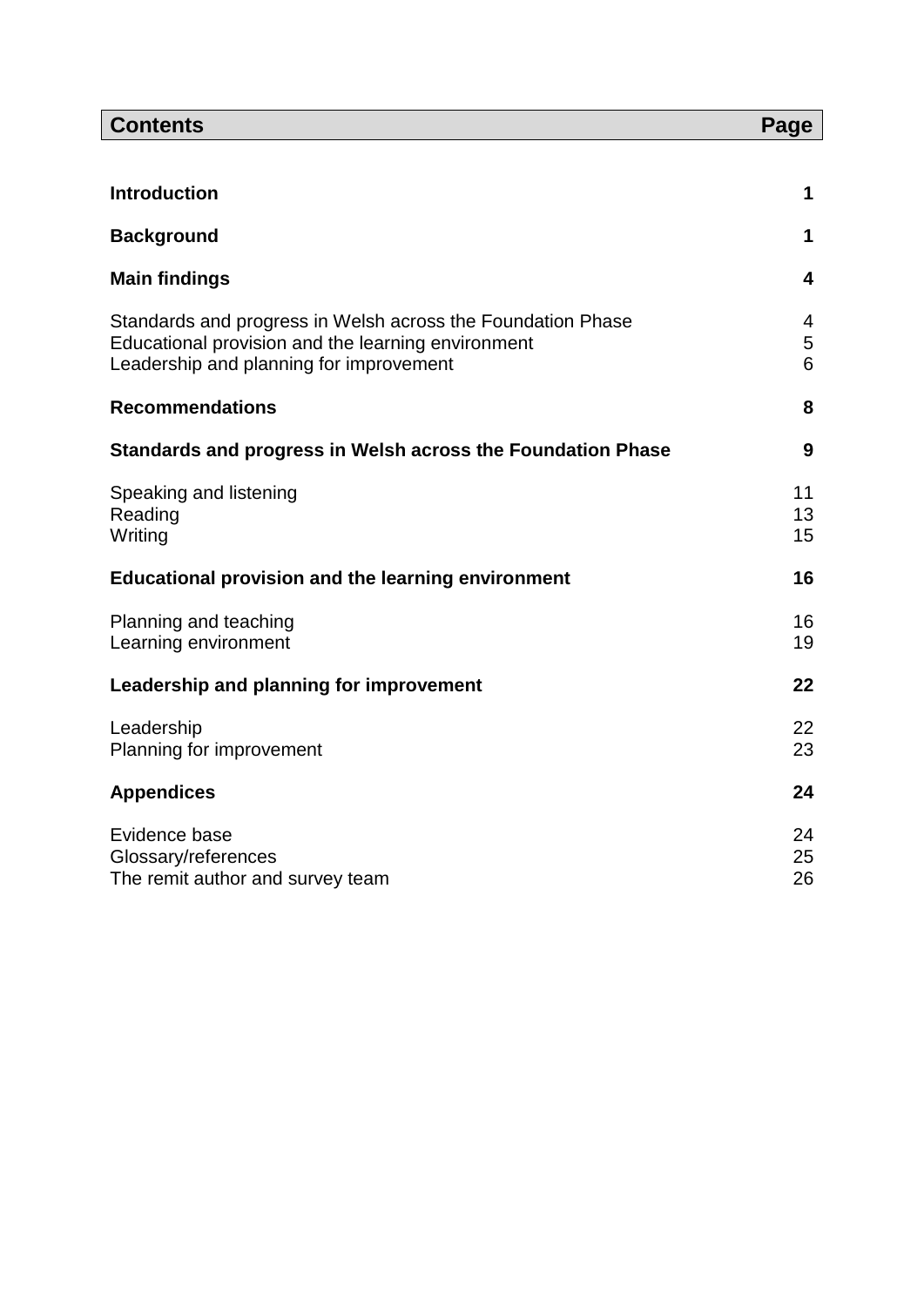| Contents | Page |
| --- | --- |
| **Introduction** | **1** |
| **Background** | **1** |
| **Main findings** | **4** |
| Standards and progress in Welsh across the Foundation Phase | 4 |
| Educational provision and the learning environment | 5 |
| Leadership and planning for improvement | 6 |
| **Recommendations** | **8** |
| **Standards and progress in Welsh across the Foundation Phase** | **9** |
| Speaking and listening | 11 |
| Reading | 13 |
| Writing | 15 |
| **Educational provision and the learning environment** | **16** |
| Planning and teaching | 16 |
| Learning environment | 19 |
| **Leadership and planning for improvement** | **22** |
| Leadership | 22 |
| Planning for improvement | 23 |
| **Appendices** | **24** |
| Evidence base | 24 |
| Glossary/references | 25 |
| The remit author and survey team | 26 |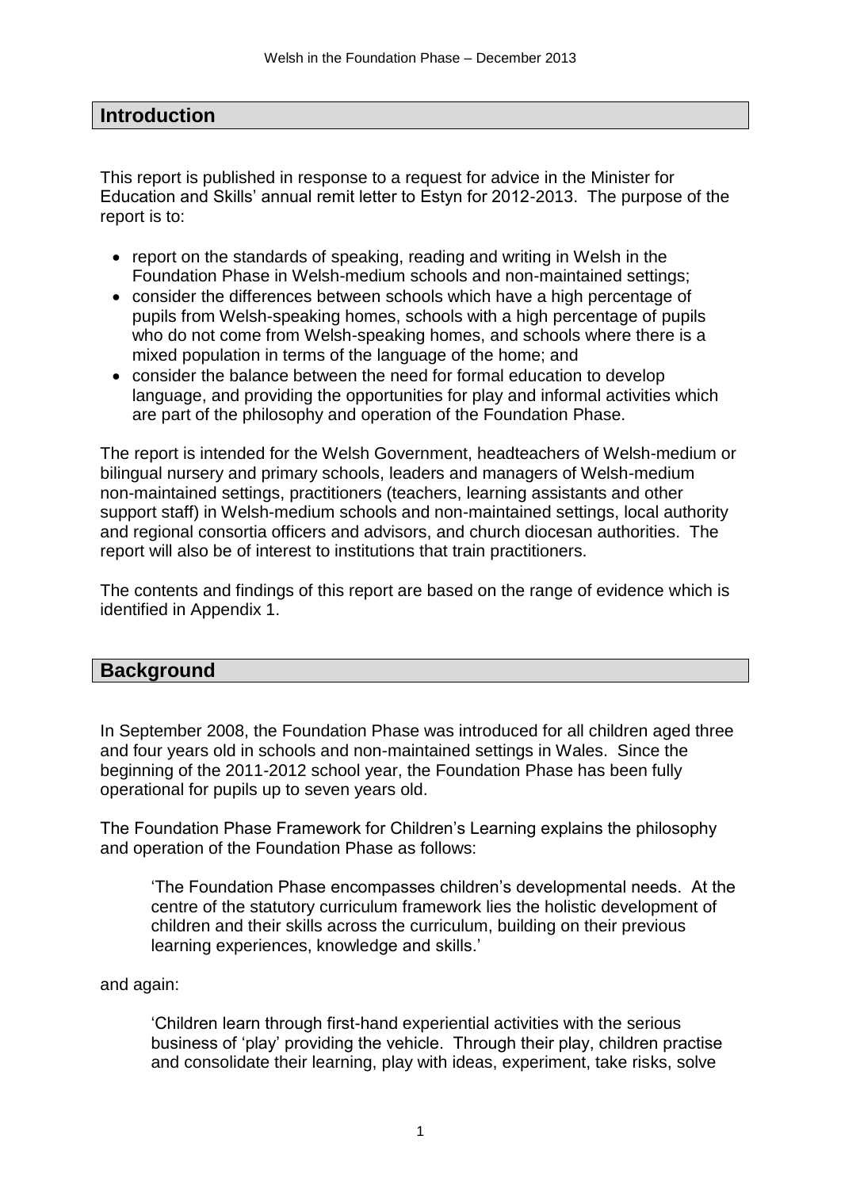## Introduction

This report is published in response to a request for advice in the Minister for Education and Skills' annual remit letter to Estyn for 2012-2013. The purpose of the report is to:

- report on the standards of speaking, reading and writing in Welsh in the Foundation Phase in Welsh-medium schools and non-maintained settings;
- consider the differences between schools which have a high percentage of pupils from Welsh-speaking homes, schools with a high percentage of pupils who do not come from Welsh-speaking homes, and schools where there is a mixed population in terms of the language of the home; and
- consider the balance between the need for formal education to develop language, and providing the opportunities for play and informal activities which are part of the philosophy and operation of the Foundation Phase.

The report is intended for the Welsh Government, headteachers of Welsh-medium or bilingual nursery and primary schools, leaders and managers of Welsh-medium non-maintained settings, practitioners (teachers, learning assistants and other support staff) in Welsh-medium schools and non-maintained settings, local authority and regional consortia officers and advisors, and church diocesan authorities. The report will also be of interest to institutions that train practitioners.

The contents and findings of this report are based on the range of evidence which is identified in Appendix 1.

## Background

In September 2008, the Foundation Phase was introduced for all children aged three and four years old in schools and non-maintained settings in Wales. Since the beginning of the 2011-2012 school year, the Foundation Phase has been fully operational for pupils up to seven years old.

The Foundation Phase Framework for Children's Learning explains the philosophy and operation of the Foundation Phase as follows:

> 'The Foundation Phase encompasses children's developmental needs. At the centre of the statutory curriculum framework lies the holistic development of children and their skills across the curriculum, building on their previous learning experiences, knowledge and skills.'

and again:

> 'Children learn through first-hand experiential activities with the serious business of 'play' providing the vehicle. Through their play, children practise and consolidate their learning, play with ideas, experiment, take risks, solve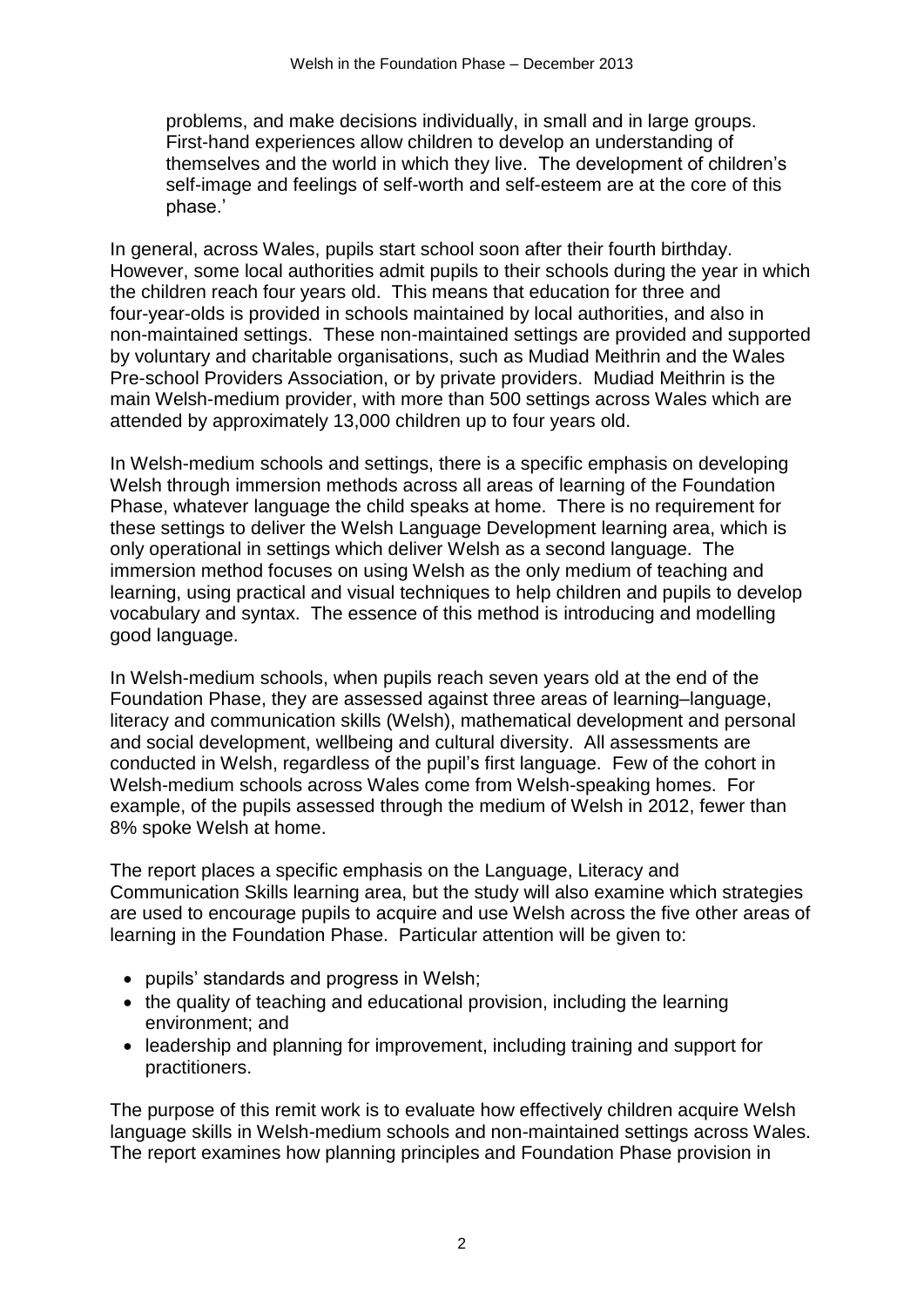problems, and make decisions individually, in small and in large groups. First-hand experiences allow children to develop an understanding of themselves and the world in which they live. The development of children's self-image and feelings of self-worth and self-esteem are at the core of this phase.'

In general, across Wales, pupils start school soon after their fourth birthday. However, some local authorities admit pupils to their schools during the year in which the children reach four years old. This means that education for three and four-year-olds is provided in schools maintained by local authorities, and also in non-maintained settings. These non-maintained settings are provided and supported by voluntary and charitable organisations, such as Mudiad Meithrin and the Wales Pre-school Providers Association, or by private providers. Mudiad Meithrin is the main Welsh-medium provider, with more than 500 settings across Wales which are attended by approximately 13,000 children up to four years old.

In Welsh-medium schools and settings, there is a specific emphasis on developing Welsh through immersion methods across all areas of learning of the Foundation Phase, whatever language the child speaks at home. There is no requirement for these settings to deliver the Welsh Language Development learning area, which is only operational in settings which deliver Welsh as a second language. The immersion method focuses on using Welsh as the only medium of teaching and learning, using practical and visual techniques to help children and pupils to develop vocabulary and syntax. The essence of this method is introducing and modelling good language.

In Welsh-medium schools, when pupils reach seven years old at the end of the Foundation Phase, they are assessed against three areas of learning–language, literacy and communication skills (Welsh), mathematical development and personal and social development, wellbeing and cultural diversity. All assessments are conducted in Welsh, regardless of the pupil's first language. Few of the cohort in Welsh-medium schools across Wales come from Welsh-speaking homes. For example, of the pupils assessed through the medium of Welsh in 2012, fewer than 8% spoke Welsh at home.

The report places a specific emphasis on the Language, Literacy and Communication Skills learning area, but the study will also examine which strategies are used to encourage pupils to acquire and use Welsh across the five other areas of learning in the Foundation Phase. Particular attention will be given to:

- pupils' standards and progress in Welsh;
- the quality of teaching and educational provision, including the learning environment; and
- leadership and planning for improvement, including training and support for practitioners.

The purpose of this remit work is to evaluate how effectively children acquire Welsh language skills in Welsh-medium schools and non-maintained settings across Wales. The report examines how planning principles and Foundation Phase provision in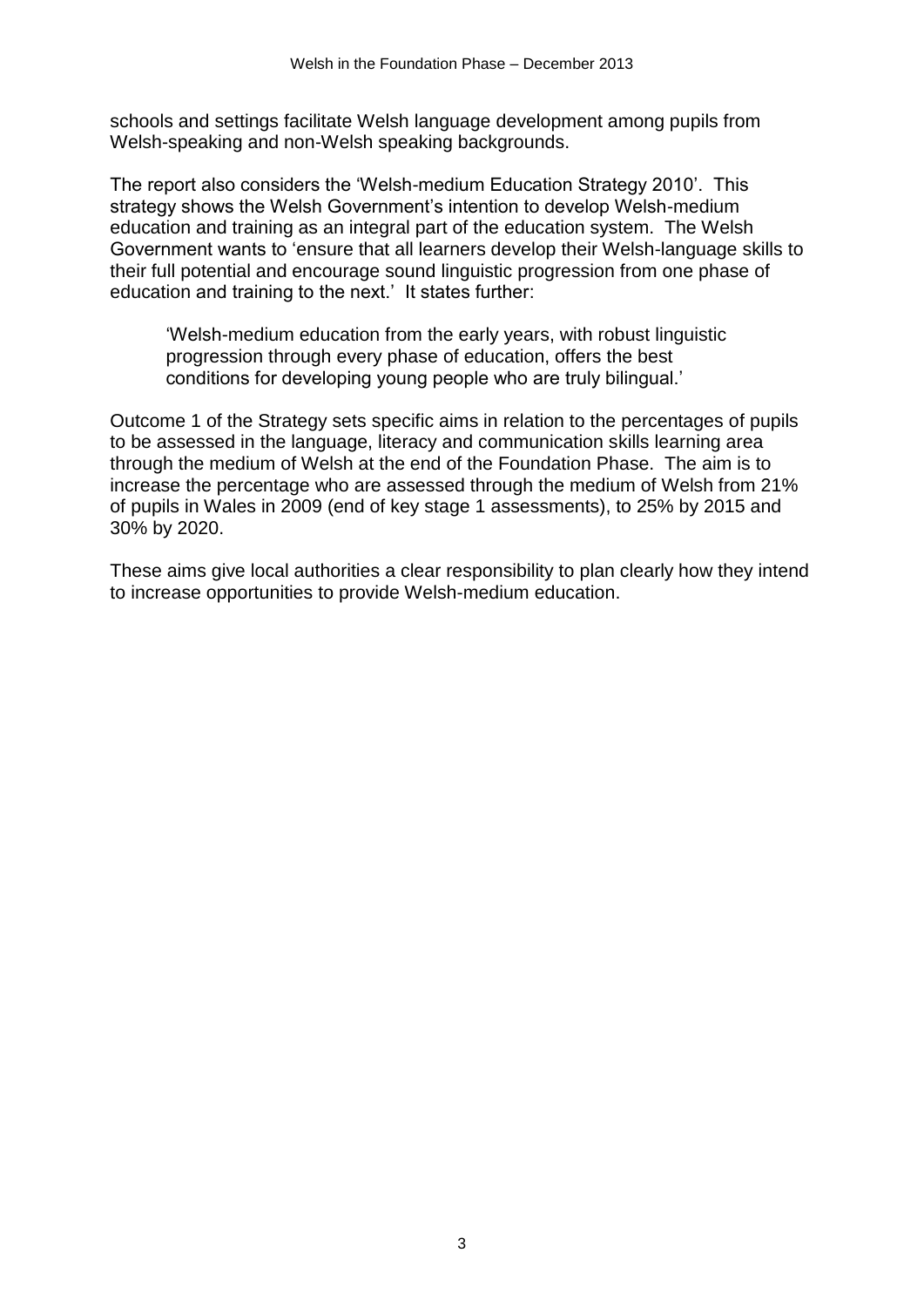schools and settings facilitate Welsh language development among pupils from Welsh-speaking and non-Welsh speaking backgrounds.

The report also considers the 'Welsh-medium Education Strategy 2010'. This strategy shows the Welsh Government's intention to develop Welsh-medium education and training as an integral part of the education system. The Welsh Government wants to 'ensure that all learners develop their Welsh-language skills to their full potential and encourage sound linguistic progression from one phase of education and training to the next.' It states further:

> 'Welsh-medium education from the early years, with robust linguistic progression through every phase of education, offers the best conditions for developing young people who are truly bilingual.'

Outcome 1 of the Strategy sets specific aims in relation to the percentages of pupils to be assessed in the language, literacy and communication skills learning area through the medium of Welsh at the end of the Foundation Phase. The aim is to increase the percentage who are assessed through the medium of Welsh from 21% of pupils in Wales in 2009 (end of key stage 1 assessments), to 25% by 2015 and 30% by 2020.

These aims give local authorities a clear responsibility to plan clearly how they intend to increase opportunities to provide Welsh-medium education.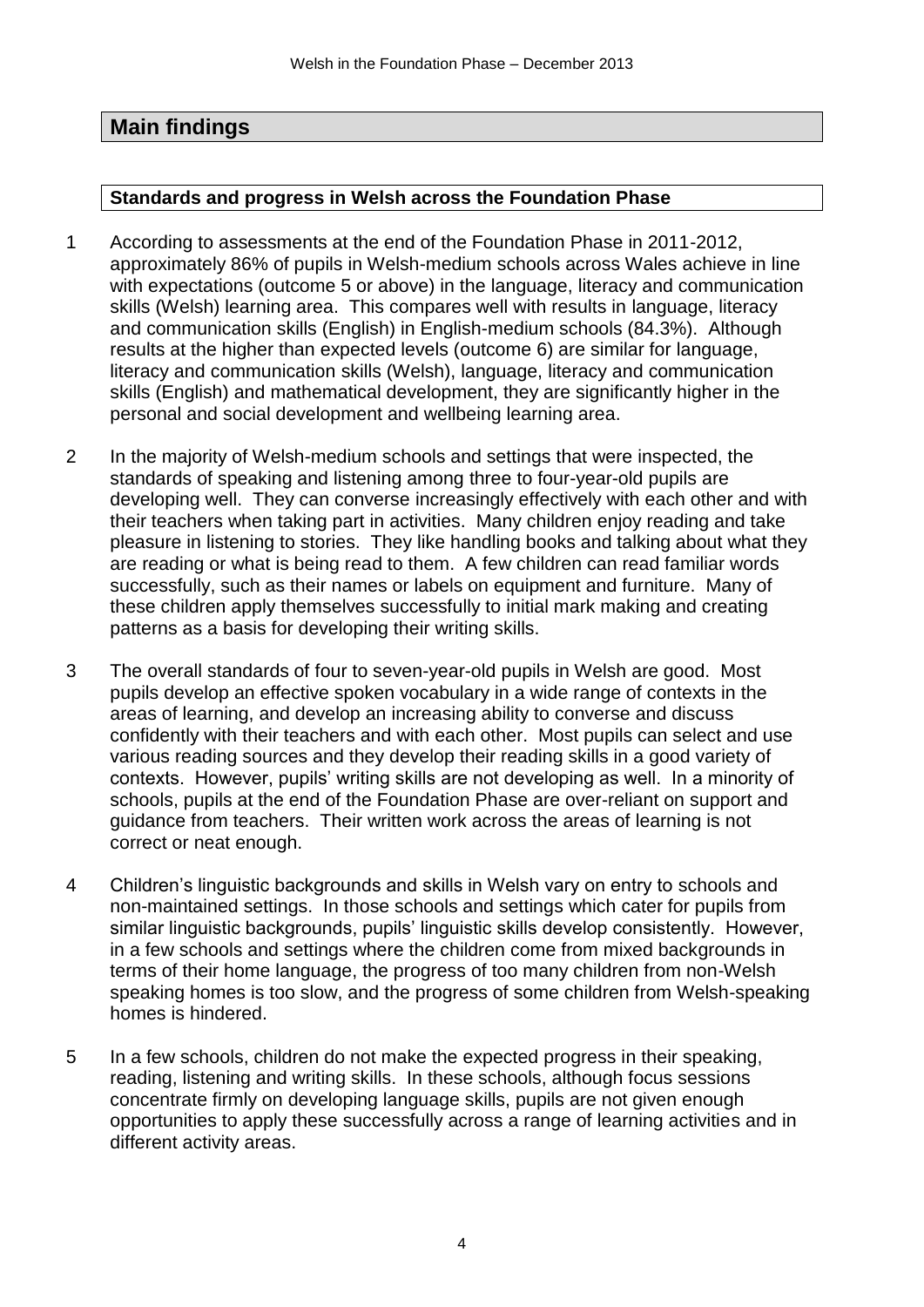## Main findings

### Standards and progress in Welsh across the Foundation Phase

1 According to assessments at the end of the Foundation Phase in 2011-2012, approximately 86% of pupils in Welsh-medium schools across Wales achieve in line with expectations (outcome 5 or above) in the language, literacy and communication skills (Welsh) learning area. This compares well with results in language, literacy and communication skills (English) in English-medium schools (84.3%). Although results at the higher than expected levels (outcome 6) are similar for language, literacy and communication skills (Welsh), language, literacy and communication skills (English) and mathematical development, they are significantly higher in the personal and social development and wellbeing learning area.

2 In the majority of Welsh-medium schools and settings that were inspected, the standards of speaking and listening among three to four-year-old pupils are developing well. They can converse increasingly effectively with each other and with their teachers when taking part in activities. Many children enjoy reading and take pleasure in listening to stories. They like handling books and talking about what they are reading or what is being read to them. A few children can read familiar words successfully, such as their names or labels on equipment and furniture. Many of these children apply themselves successfully to initial mark making and creating patterns as a basis for developing their writing skills.

3 The overall standards of four to seven-year-old pupils in Welsh are good. Most pupils develop an effective spoken vocabulary in a wide range of contexts in the areas of learning, and develop an increasing ability to converse and discuss confidently with their teachers and with each other. Most pupils can select and use various reading sources and they develop their reading skills in a good variety of contexts. However, pupils' writing skills are not developing as well. In a minority of schools, pupils at the end of the Foundation Phase are over-reliant on support and guidance from teachers. Their written work across the areas of learning is not correct or neat enough.

4 Children's linguistic backgrounds and skills in Welsh vary on entry to schools and non-maintained settings. In those schools and settings which cater for pupils from similar linguistic backgrounds, pupils' linguistic skills develop consistently. However, in a few schools and settings where the children come from mixed backgrounds in terms of their home language, the progress of too many children from non-Welsh speaking homes is too slow, and the progress of some children from Welsh-speaking homes is hindered.

5 In a few schools, children do not make the expected progress in their speaking, reading, listening and writing skills. In these schools, although focus sessions concentrate firmly on developing language skills, pupils are not given enough opportunities to apply these successfully across a range of learning activities and in different activity areas.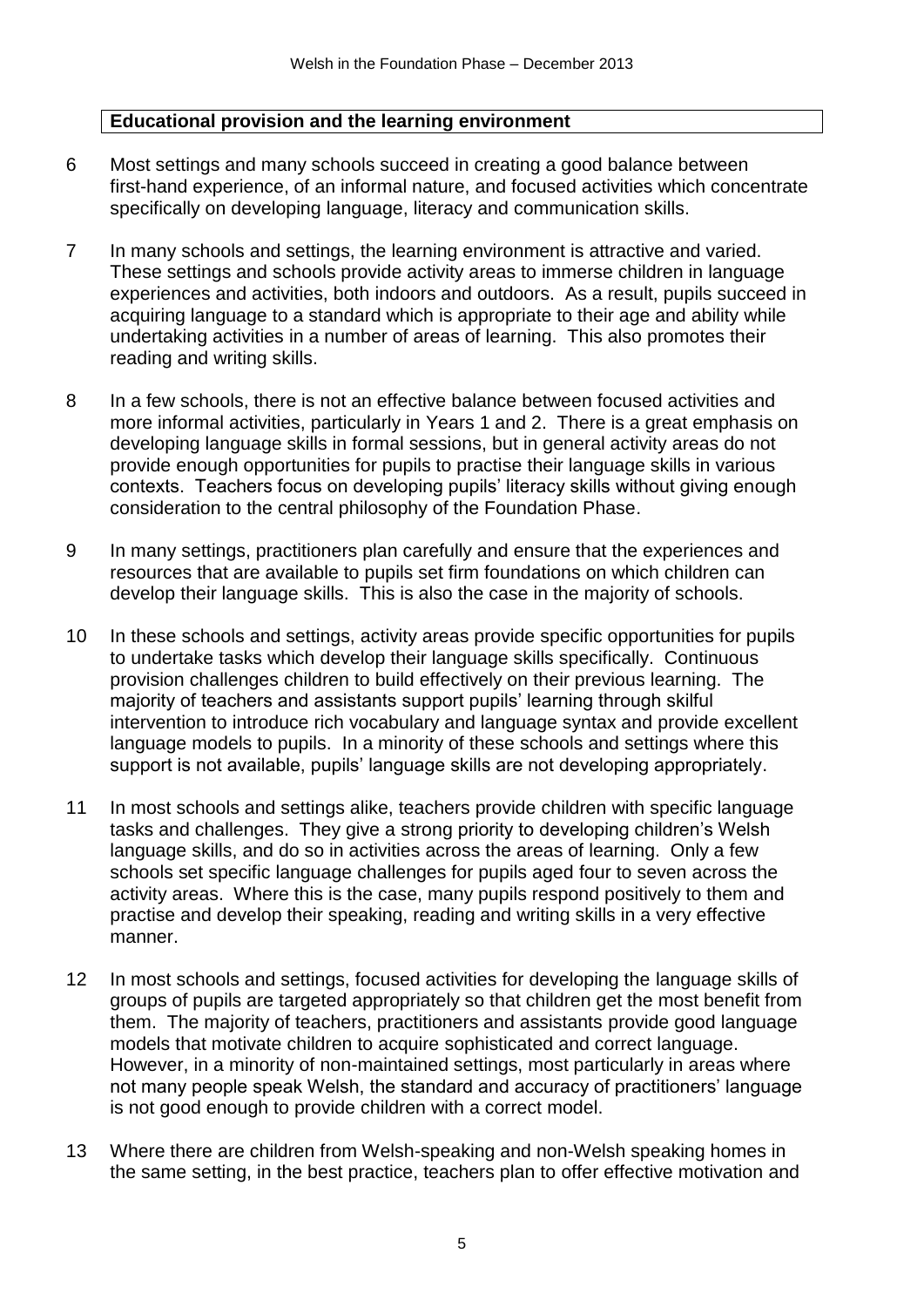## Educational provision and the learning environment

6 Most settings and many schools succeed in creating a good balance between first-hand experience, of an informal nature, and focused activities which concentrate specifically on developing language, literacy and communication skills.

7 In many schools and settings, the learning environment is attractive and varied. These settings and schools provide activity areas to immerse children in language experiences and activities, both indoors and outdoors. As a result, pupils succeed in acquiring language to a standard which is appropriate to their age and ability while undertaking activities in a number of areas of learning. This also promotes their reading and writing skills.

8 In a few schools, there is not an effective balance between focused activities and more informal activities, particularly in Years 1 and 2. There is a great emphasis on developing language skills in formal sessions, but in general activity areas do not provide enough opportunities for pupils to practise their language skills in various contexts. Teachers focus on developing pupils' literacy skills without giving enough consideration to the central philosophy of the Foundation Phase.

9 In many settings, practitioners plan carefully and ensure that the experiences and resources that are available to pupils set firm foundations on which children can develop their language skills. This is also the case in the majority of schools.

10 In these schools and settings, activity areas provide specific opportunities for pupils to undertake tasks which develop their language skills specifically. Continuous provision challenges children to build effectively on their previous learning. The majority of teachers and assistants support pupils' learning through skilful intervention to introduce rich vocabulary and language syntax and provide excellent language models to pupils. In a minority of these schools and settings where this support is not available, pupils' language skills are not developing appropriately.

11 In most schools and settings alike, teachers provide children with specific language tasks and challenges. They give a strong priority to developing children's Welsh language skills, and do so in activities across the areas of learning. Only a few schools set specific language challenges for pupils aged four to seven across the activity areas. Where this is the case, many pupils respond positively to them and practise and develop their speaking, reading and writing skills in a very effective manner.

12 In most schools and settings, focused activities for developing the language skills of groups of pupils are targeted appropriately so that children get the most benefit from them. The majority of teachers, practitioners and assistants provide good language models that motivate children to acquire sophisticated and correct language. However, in a minority of non-maintained settings, most particularly in areas where not many people speak Welsh, the standard and accuracy of practitioners' language is not good enough to provide children with a correct model.

13 Where there are children from Welsh-speaking and non-Welsh speaking homes in the same setting, in the best practice, teachers plan to offer effective motivation and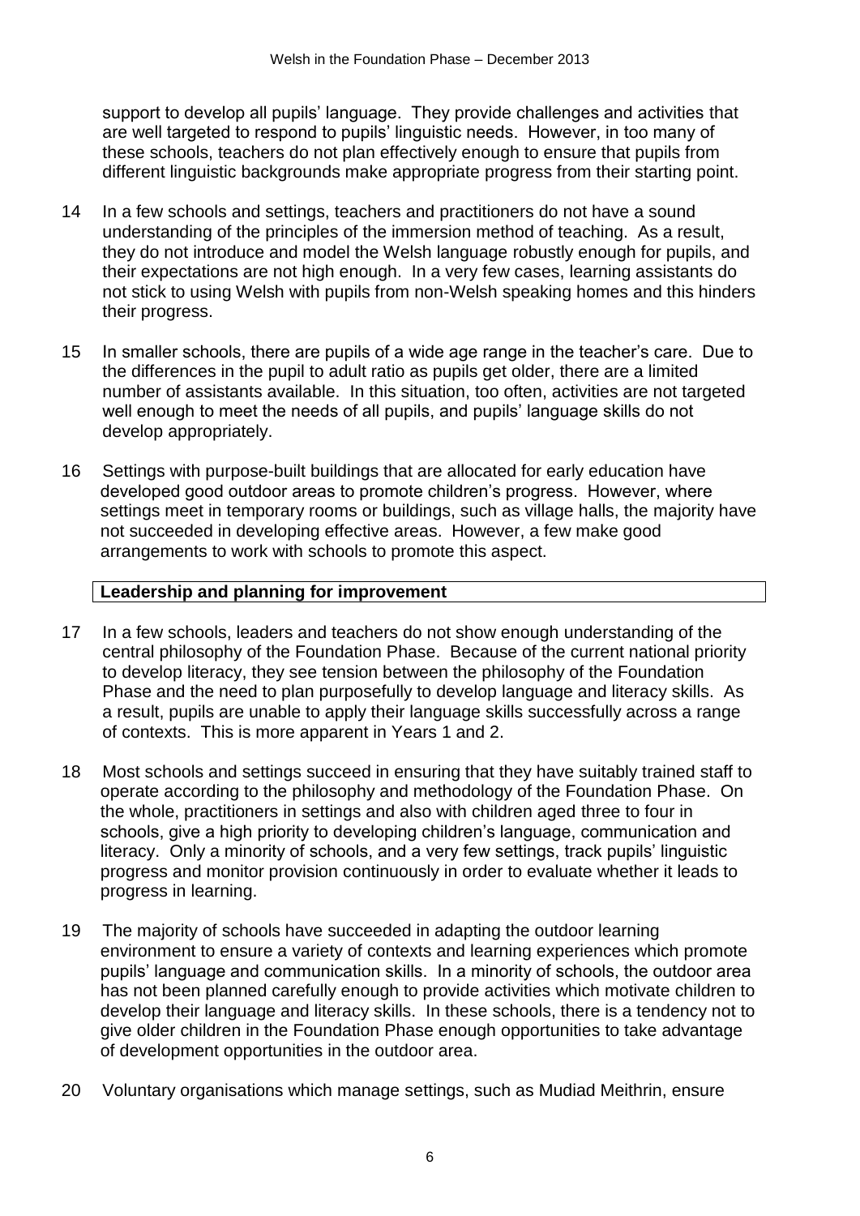support to develop all pupils' language. They provide challenges and activities that are well targeted to respond to pupils' linguistic needs. However, in too many of these schools, teachers do not plan effectively enough to ensure that pupils from different linguistic backgrounds make appropriate progress from their starting point.

14 In a few schools and settings, teachers and practitioners do not have a sound understanding of the principles of the immersion method of teaching. As a result, they do not introduce and model the Welsh language robustly enough for pupils, and their expectations are not high enough. In a very few cases, learning assistants do not stick to using Welsh with pupils from non-Welsh speaking homes and this hinders their progress.

15 In smaller schools, there are pupils of a wide age range in the teacher's care. Due to the differences in the pupil to adult ratio as pupils get older, there are a limited number of assistants available. In this situation, too often, activities are not targeted well enough to meet the needs of all pupils, and pupils' language skills do not develop appropriately.

16 Settings with purpose-built buildings that are allocated for early education have developed good outdoor areas to promote children's progress. However, where settings meet in temporary rooms or buildings, such as village halls, the majority have not succeeded in developing effective areas. However, a few make good arrangements to work with schools to promote this aspect.

**Leadership and planning for improvement**

17 In a few schools, leaders and teachers do not show enough understanding of the central philosophy of the Foundation Phase. Because of the current national priority to develop literacy, they see tension between the philosophy of the Foundation Phase and the need to plan purposefully to develop language and literacy skills. As a result, pupils are unable to apply their language skills successfully across a range of contexts. This is more apparent in Years 1 and 2.

18 Most schools and settings succeed in ensuring that they have suitably trained staff to operate according to the philosophy and methodology of the Foundation Phase. On the whole, practitioners in settings and also with children aged three to four in schools, give a high priority to developing children's language, communication and literacy. Only a minority of schools, and a very few settings, track pupils' linguistic progress and monitor provision continuously in order to evaluate whether it leads to progress in learning.

19 The majority of schools have succeeded in adapting the outdoor learning environment to ensure a variety of contexts and learning experiences which promote pupils' language and communication skills. In a minority of schools, the outdoor area has not been planned carefully enough to provide activities which motivate children to develop their language and literacy skills. In these schools, there is a tendency not to give older children in the Foundation Phase enough opportunities to take advantage of development opportunities in the outdoor area.

20 Voluntary organisations which manage settings, such as Mudiad Meithrin, ensure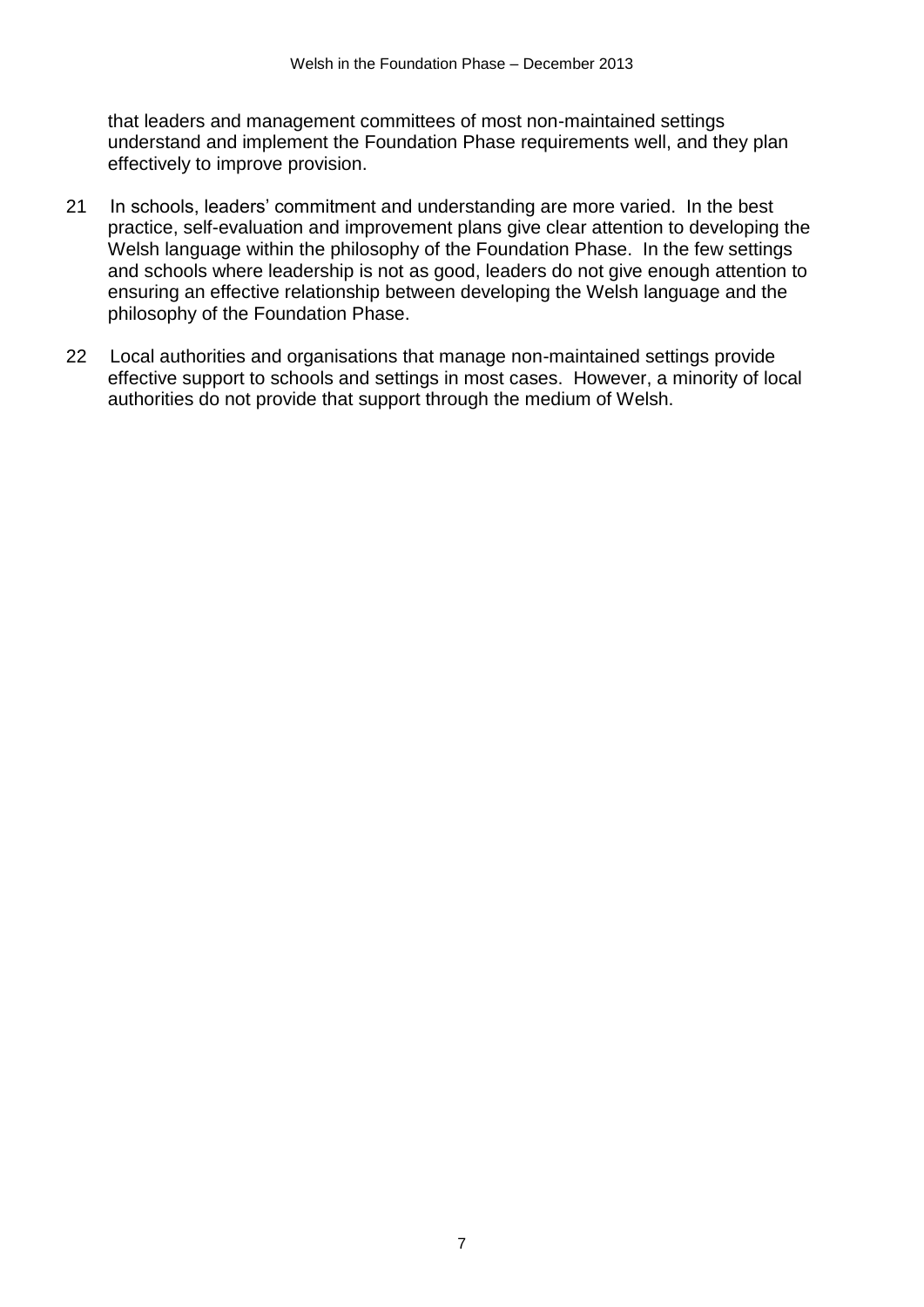that leaders and management committees of most non-maintained settings understand and implement the Foundation Phase requirements well, and they plan effectively to improve provision.

21 In schools, leaders' commitment and understanding are more varied. In the best practice, self-evaluation and improvement plans give clear attention to developing the Welsh language within the philosophy of the Foundation Phase. In the few settings and schools where leadership is not as good, leaders do not give enough attention to ensuring an effective relationship between developing the Welsh language and the philosophy of the Foundation Phase.

22 Local authorities and organisations that manage non-maintained settings provide effective support to schools and settings in most cases. However, a minority of local authorities do not provide that support through the medium of Welsh.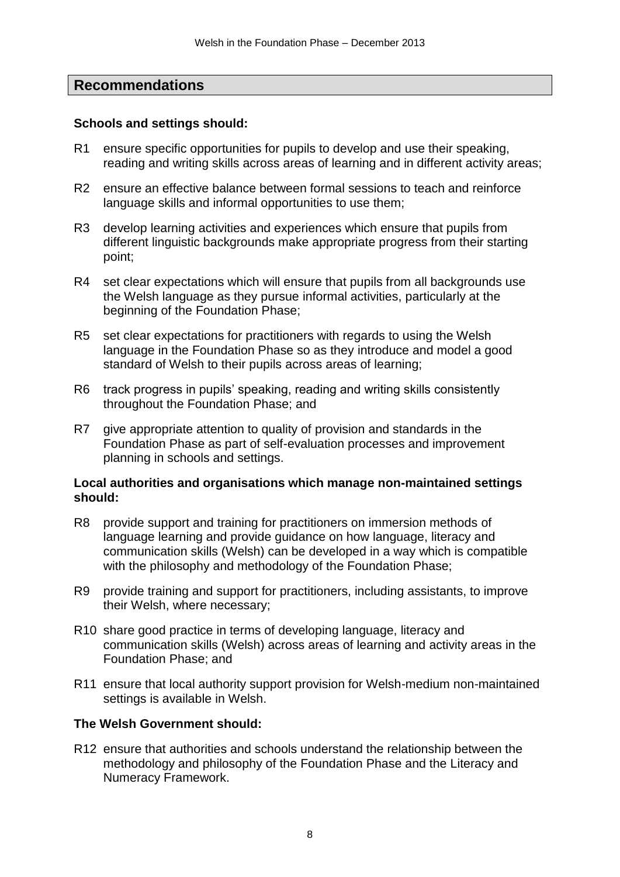## Recommendations

**Schools and settings should:**

R1 ensure specific opportunities for pupils to develop and use their speaking, reading and writing skills across areas of learning and in different activity areas;

R2 ensure an effective balance between formal sessions to teach and reinforce language skills and informal opportunities to use them;

R3 develop learning activities and experiences which ensure that pupils from different linguistic backgrounds make appropriate progress from their starting point;

R4 set clear expectations which will ensure that pupils from all backgrounds use the Welsh language as they pursue informal activities, particularly at the beginning of the Foundation Phase;

R5 set clear expectations for practitioners with regards to using the Welsh language in the Foundation Phase so as they introduce and model a good standard of Welsh to their pupils across areas of learning;

R6 track progress in pupils' speaking, reading and writing skills consistently throughout the Foundation Phase; and

R7 give appropriate attention to quality of provision and standards in the Foundation Phase as part of self-evaluation processes and improvement planning in schools and settings.

**Local authorities and organisations which manage non-maintained settings should:**

R8 provide support and training for practitioners on immersion methods of language learning and provide guidance on how language, literacy and communication skills (Welsh) can be developed in a way which is compatible with the philosophy and methodology of the Foundation Phase;

R9 provide training and support for practitioners, including assistants, to improve their Welsh, where necessary;

R10 share good practice in terms of developing language, literacy and communication skills (Welsh) across areas of learning and activity areas in the Foundation Phase; and

R11 ensure that local authority support provision for Welsh-medium non-maintained settings is available in Welsh.

**The Welsh Government should:**

R12 ensure that authorities and schools understand the relationship between the methodology and philosophy of the Foundation Phase and the Literacy and Numeracy Framework.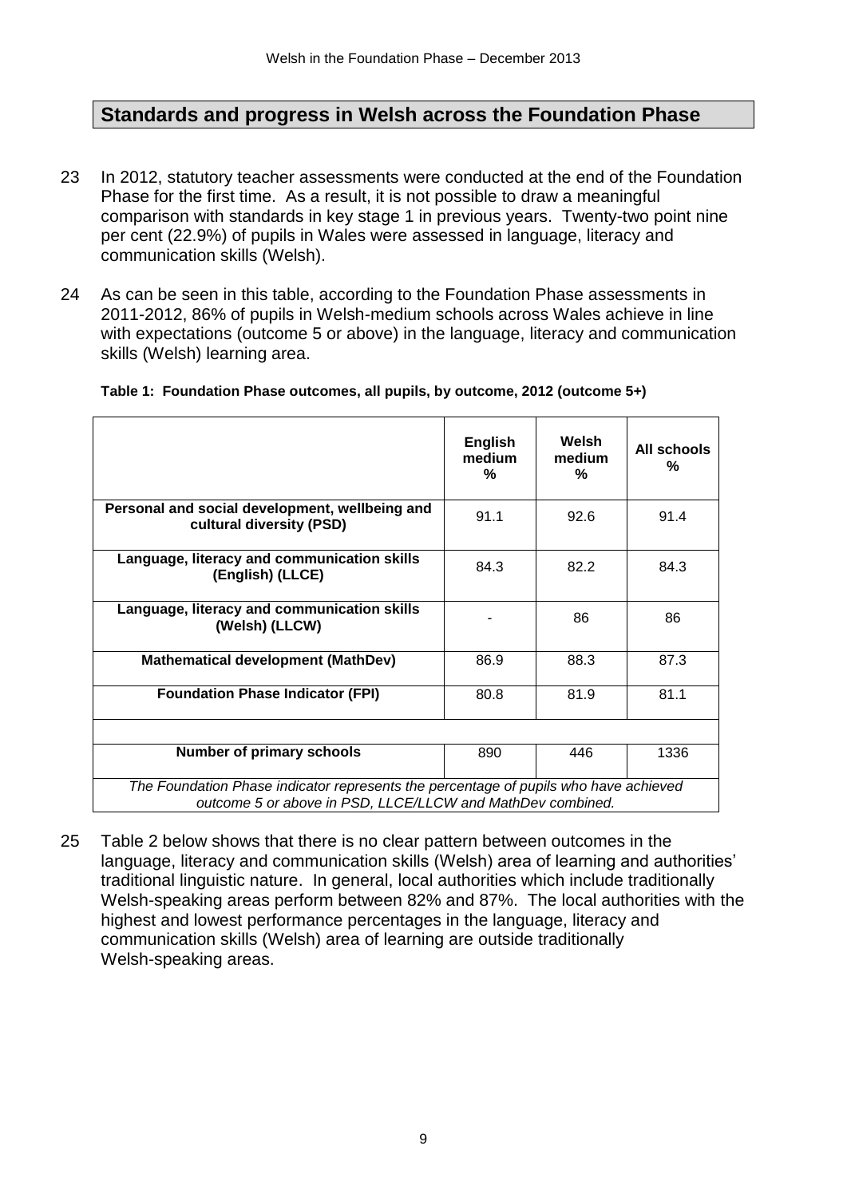## Standards and progress in Welsh across the Foundation Phase

23 In 2012, statutory teacher assessments were conducted at the end of the Foundation Phase for the first time. As a result, it is not possible to draw a meaningful comparison with standards in key stage 1 in previous years. Twenty-two point nine per cent (22.9%) of pupils in Wales were assessed in language, literacy and communication skills (Welsh).

24 As can be seen in this table, according to the Foundation Phase assessments in 2011-2012, 86% of pupils in Welsh-medium schools across Wales achieve in line with expectations (outcome 5 or above) in the language, literacy and communication skills (Welsh) learning area.

**Table 1: Foundation Phase outcomes, all pupils, by outcome, 2012 (outcome 5+)**

| | English medium % | Welsh medium % | All schools % |
|---|---|---|---|
| **Personal and social development, wellbeing and cultural diversity (PSD)** | 91.1 | 92.6 | 91.4 |
| **Language, literacy and communication skills (English) (LLCE)** | 84.3 | 82.2 | 84.3 |
| **Language, literacy and communication skills (Welsh) (LLCW)** | - | 86 | 86 |
| **Mathematical development (MathDev)** | 86.9 | 88.3 | 87.3 |
| **Foundation Phase Indicator (FPI)** | 80.8 | 81.9 | 81.1 |
| | | | |
| **Number of primary schools** | 890 | 446 | 1336 |

*The Foundation Phase indicator represents the percentage of pupils who have achieved outcome 5 or above in PSD, LLCE/LLCW and MathDev combined.*

25 Table 2 below shows that there is no clear pattern between outcomes in the language, literacy and communication skills (Welsh) area of learning and authorities' traditional linguistic nature. In general, local authorities which include traditionally Welsh-speaking areas perform between 82% and 87%. The local authorities with the highest and lowest performance percentages in the language, literacy and communication skills (Welsh) area of learning are outside traditionally Welsh-speaking areas.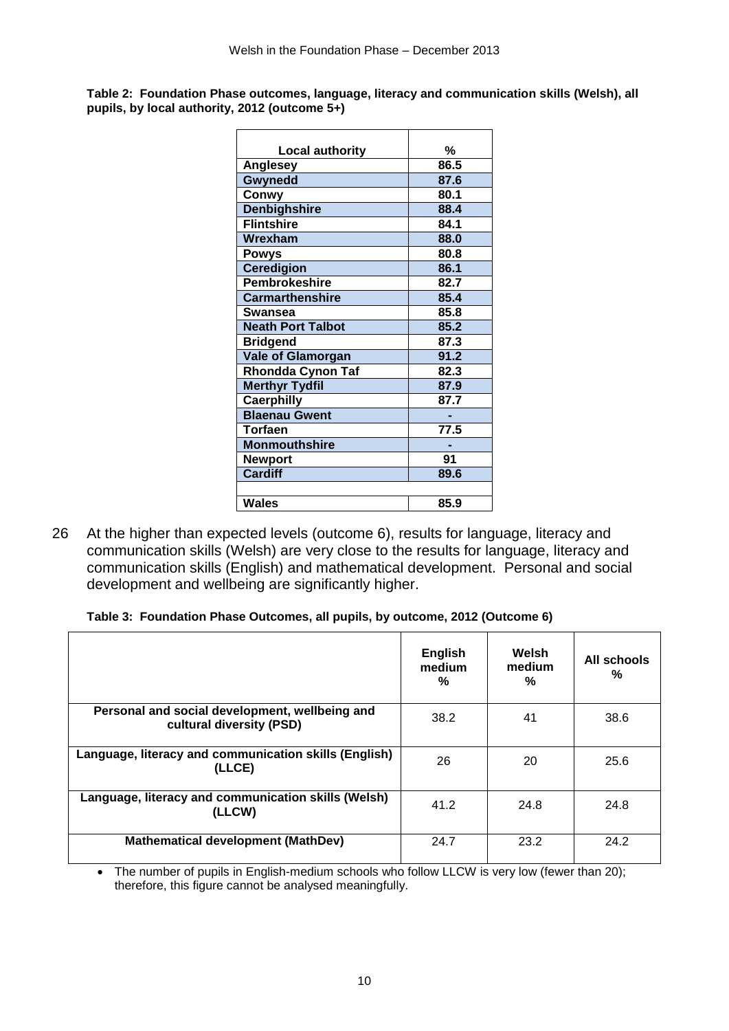**Table 2: Foundation Phase outcomes, language, literacy and communication skills (Welsh), all pupils, by local authority, 2012 (outcome 5+)**

| Local authority | % |
|---|---|
| Anglesey | 86.5 |
| Gwynedd | 87.6 |
| Conwy | 80.1 |
| Denbighshire | 88.4 |
| Flintshire | 84.1 |
| Wrexham | 88.0 |
| Powys | 80.8 |
| Ceredigion | 86.1 |
| Pembrokeshire | 82.7 |
| Carmarthenshire | 85.4 |
| Swansea | 85.8 |
| Neath Port Talbot | 85.2 |
| Bridgend | 87.3 |
| Vale of Glamorgan | 91.2 |
| Rhondda Cynon Taf | 82.3 |
| Merthyr Tydfil | 87.9 |
| Caerphilly | 87.7 |
| Blaenau Gwent | - |
| Torfaen | 77.5 |
| Monmouthshire | - |
| Newport | 91 |
| Cardiff | 89.6 |
| | |
| Wales | 85.9 |

26 At the higher than expected levels (outcome 6), results for language, literacy and communication skills (Welsh) are very close to the results for language, literacy and communication skills (English) and mathematical development. Personal and social development and wellbeing are significantly higher.

**Table 3: Foundation Phase Outcomes, all pupils, by outcome, 2012 (Outcome 6)**

| | English medium % | Welsh medium % | All schools % |
|---|---|---|---|
| Personal and social development, wellbeing and cultural diversity (PSD) | 38.2 | 41 | 38.6 |
| Language, literacy and communication skills (English) (LLCE) | 26 | 20 | 25.6 |
| Language, literacy and communication skills (Welsh) (LLCW) | 41.2 | 24.8 | 24.8 |
| Mathematical development (MathDev) | 24.7 | 23.2 | 24.2 |

- The number of pupils in English-medium schools who follow LLCW is very low (fewer than 20); therefore, this figure cannot be analysed meaningfully.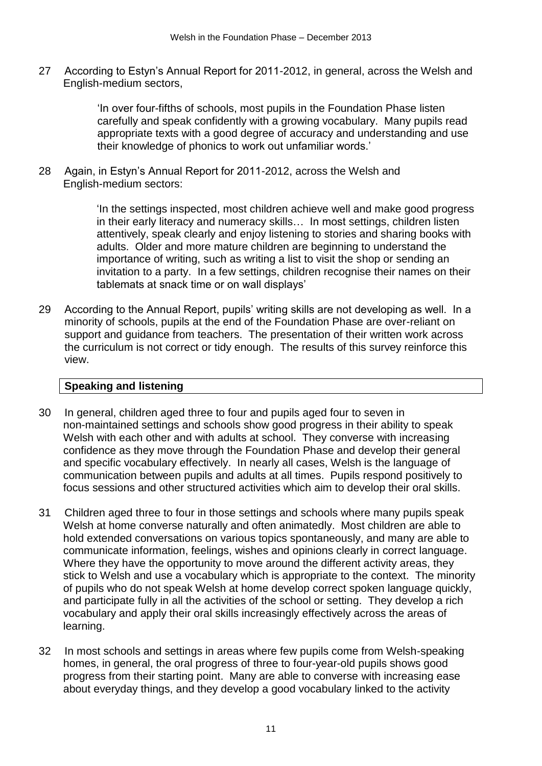27 According to Estyn's Annual Report for 2011-2012, in general, across the Welsh and English-medium sectors,

> 'In over four-fifths of schools, most pupils in the Foundation Phase listen carefully and speak confidently with a growing vocabulary. Many pupils read appropriate texts with a good degree of accuracy and understanding and use their knowledge of phonics to work out unfamiliar words.'

28 Again, in Estyn's Annual Report for 2011-2012, across the Welsh and English-medium sectors:

> 'In the settings inspected, most children achieve well and make good progress in their early literacy and numeracy skills… In most settings, children listen attentively, speak clearly and enjoy listening to stories and sharing books with adults. Older and more mature children are beginning to understand the importance of writing, such as writing a list to visit the shop or sending an invitation to a party. In a few settings, children recognise their names on their tablemats at snack time or on wall displays'

29 According to the Annual Report, pupils' writing skills are not developing as well. In a minority of schools, pupils at the end of the Foundation Phase are over-reliant on support and guidance from teachers. The presentation of their written work across the curriculum is not correct or tidy enough. The results of this survey reinforce this view.

## Speaking and listening

30 In general, children aged three to four and pupils aged four to seven in non-maintained settings and schools show good progress in their ability to speak Welsh with each other and with adults at school. They converse with increasing confidence as they move through the Foundation Phase and develop their general and specific vocabulary effectively. In nearly all cases, Welsh is the language of communication between pupils and adults at all times. Pupils respond positively to focus sessions and other structured activities which aim to develop their oral skills.

31 Children aged three to four in those settings and schools where many pupils speak Welsh at home converse naturally and often animatedly. Most children are able to hold extended conversations on various topics spontaneously, and many are able to communicate information, feelings, wishes and opinions clearly in correct language. Where they have the opportunity to move around the different activity areas, they stick to Welsh and use a vocabulary which is appropriate to the context. The minority of pupils who do not speak Welsh at home develop correct spoken language quickly, and participate fully in all the activities of the school or setting. They develop a rich vocabulary and apply their oral skills increasingly effectively across the areas of learning.

32 In most schools and settings in areas where few pupils come from Welsh-speaking homes, in general, the oral progress of three to four-year-old pupils shows good progress from their starting point. Many are able to converse with increasing ease about everyday things, and they develop a good vocabulary linked to the activity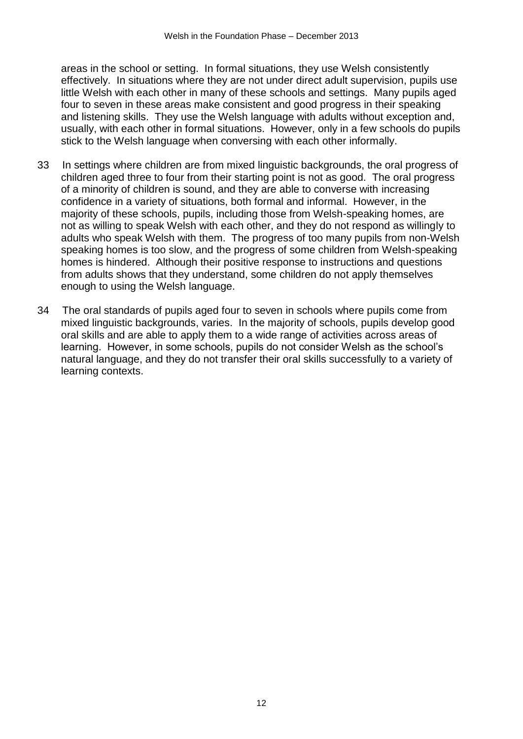areas in the school or setting. In formal situations, they use Welsh consistently effectively. In situations where they are not under direct adult supervision, pupils use little Welsh with each other in many of these schools and settings. Many pupils aged four to seven in these areas make consistent and good progress in their speaking and listening skills. They use the Welsh language with adults without exception and, usually, with each other in formal situations. However, only in a few schools do pupils stick to the Welsh language when conversing with each other informally.

33 In settings where children are from mixed linguistic backgrounds, the oral progress of children aged three to four from their starting point is not as good. The oral progress of a minority of children is sound, and they are able to converse with increasing confidence in a variety of situations, both formal and informal. However, in the majority of these schools, pupils, including those from Welsh-speaking homes, are not as willing to speak Welsh with each other, and they do not respond as willingly to adults who speak Welsh with them. The progress of too many pupils from non-Welsh speaking homes is too slow, and the progress of some children from Welsh-speaking homes is hindered. Although their positive response to instructions and questions from adults shows that they understand, some children do not apply themselves enough to using the Welsh language.

34 The oral standards of pupils aged four to seven in schools where pupils come from mixed linguistic backgrounds, varies. In the majority of schools, pupils develop good oral skills and are able to apply them to a wide range of activities across areas of learning. However, in some schools, pupils do not consider Welsh as the school's natural language, and they do not transfer their oral skills successfully to a variety of learning contexts.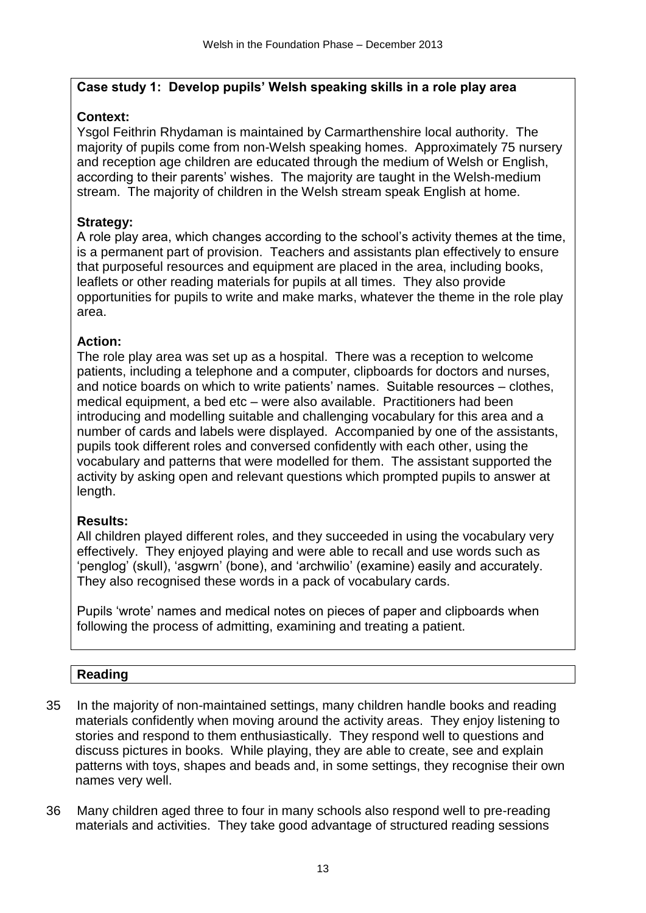**Case study 1: Develop pupils' Welsh speaking skills in a role play area**

**Context:**
Ysgol Feithrin Rhydaman is maintained by Carmarthenshire local authority. The majority of pupils come from non-Welsh speaking homes. Approximately 75 nursery and reception age children are educated through the medium of Welsh or English, according to their parents' wishes. The majority are taught in the Welsh-medium stream. The majority of children in the Welsh stream speak English at home.

**Strategy:**
A role play area, which changes according to the school's activity themes at the time, is a permanent part of provision. Teachers and assistants plan effectively to ensure that purposeful resources and equipment are placed in the area, including books, leaflets or other reading materials for pupils at all times. They also provide opportunities for pupils to write and make marks, whatever the theme in the role play area.

**Action:**
The role play area was set up as a hospital. There was a reception to welcome patients, including a telephone and a computer, clipboards for doctors and nurses, and notice boards on which to write patients' names. Suitable resources – clothes, medical equipment, a bed etc – were also available. Practitioners had been introducing and modelling suitable and challenging vocabulary for this area and a number of cards and labels were displayed. Accompanied by one of the assistants, pupils took different roles and conversed confidently with each other, using the vocabulary and patterns that were modelled for them. The assistant supported the activity by asking open and relevant questions which prompted pupils to answer at length.

**Results:**
All children played different roles, and they succeeded in using the vocabulary very effectively. They enjoyed playing and were able to recall and use words such as 'penglog' (skull), 'asgwrn' (bone), and 'archwilio' (examine) easily and accurately. They also recognised these words in a pack of vocabulary cards.

Pupils 'wrote' names and medical notes on pieces of paper and clipboards when following the process of admitting, examining and treating a patient.

**Reading**

35 In the majority of non-maintained settings, many children handle books and reading materials confidently when moving around the activity areas. They enjoy listening to stories and respond to them enthusiastically. They respond well to questions and discuss pictures in books. While playing, they are able to create, see and explain patterns with toys, shapes and beads and, in some settings, they recognise their own names very well.

36 Many children aged three to four in many schools also respond well to pre-reading materials and activities. They take good advantage of structured reading sessions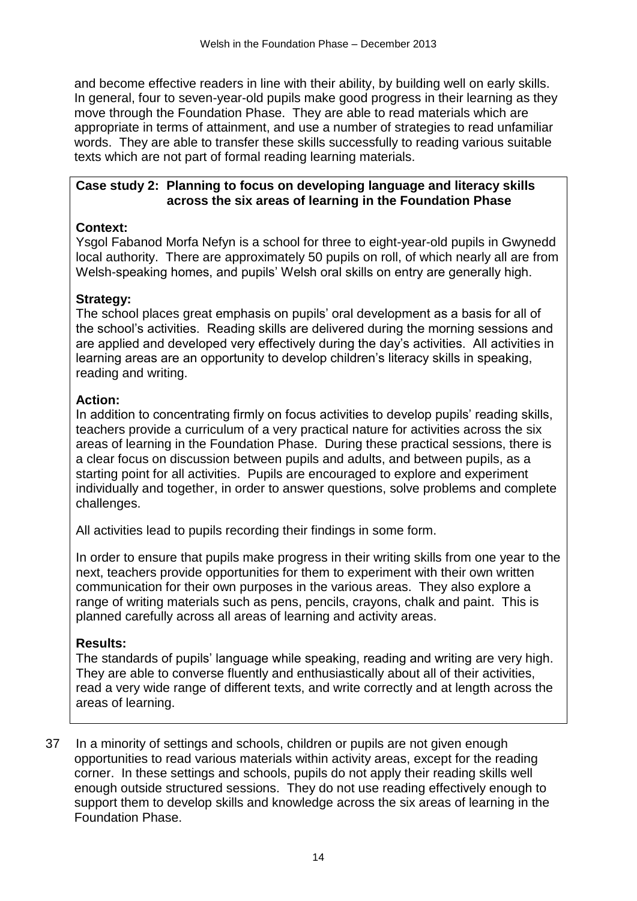and become effective readers in line with their ability, by building well on early skills. In general, four to seven-year-old pupils make good progress in their learning as they move through the Foundation Phase. They are able to read materials which are appropriate in terms of attainment, and use a number of strategies to read unfamiliar words. They are able to transfer these skills successfully to reading various suitable texts which are not part of formal reading learning materials.

**Case study 2: Planning to focus on developing language and literacy skills across the six areas of learning in the Foundation Phase**

**Context:**
Ysgol Fabanod Morfa Nefyn is a school for three to eight-year-old pupils in Gwynedd local authority. There are approximately 50 pupils on roll, of which nearly all are from Welsh-speaking homes, and pupils' Welsh oral skills on entry are generally high.

**Strategy:**
The school places great emphasis on pupils' oral development as a basis for all of the school's activities. Reading skills are delivered during the morning sessions and are applied and developed very effectively during the day's activities. All activities in learning areas are an opportunity to develop children's literacy skills in speaking, reading and writing.

**Action:**
In addition to concentrating firmly on focus activities to develop pupils' reading skills, teachers provide a curriculum of a very practical nature for activities across the six areas of learning in the Foundation Phase. During these practical sessions, there is a clear focus on discussion between pupils and adults, and between pupils, as a starting point for all activities. Pupils are encouraged to explore and experiment individually and together, in order to answer questions, solve problems and complete challenges.

All activities lead to pupils recording their findings in some form.

In order to ensure that pupils make progress in their writing skills from one year to the next, teachers provide opportunities for them to experiment with their own written communication for their own purposes in the various areas. They also explore a range of writing materials such as pens, pencils, crayons, chalk and paint. This is planned carefully across all areas of learning and activity areas.

**Results:**
The standards of pupils' language while speaking, reading and writing are very high. They are able to converse fluently and enthusiastically about all of their activities, read a very wide range of different texts, and write correctly and at length across the areas of learning.

37 In a minority of settings and schools, children or pupils are not given enough opportunities to read various materials within activity areas, except for the reading corner. In these settings and schools, pupils do not apply their reading skills well enough outside structured sessions. They do not use reading effectively enough to support them to develop skills and knowledge across the six areas of learning in the Foundation Phase.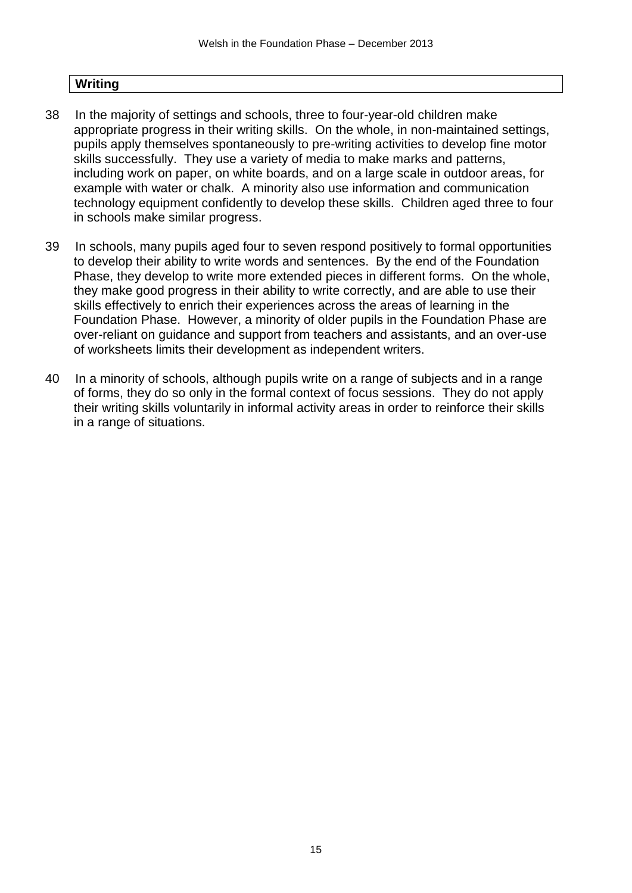## Writing

38 In the majority of settings and schools, three to four-year-old children make appropriate progress in their writing skills. On the whole, in non-maintained settings, pupils apply themselves spontaneously to pre-writing activities to develop fine motor skills successfully. They use a variety of media to make marks and patterns, including work on paper, on white boards, and on a large scale in outdoor areas, for example with water or chalk. A minority also use information and communication technology equipment confidently to develop these skills. Children aged three to four in schools make similar progress.

39 In schools, many pupils aged four to seven respond positively to formal opportunities to develop their ability to write words and sentences. By the end of the Foundation Phase, they develop to write more extended pieces in different forms. On the whole, they make good progress in their ability to write correctly, and are able to use their skills effectively to enrich their experiences across the areas of learning in the Foundation Phase. However, a minority of older pupils in the Foundation Phase are over-reliant on guidance and support from teachers and assistants, and an over-use of worksheets limits their development as independent writers.

40 In a minority of schools, although pupils write on a range of subjects and in a range of forms, they do so only in the formal context of focus sessions. They do not apply their writing skills voluntarily in informal activity areas in order to reinforce their skills in a range of situations.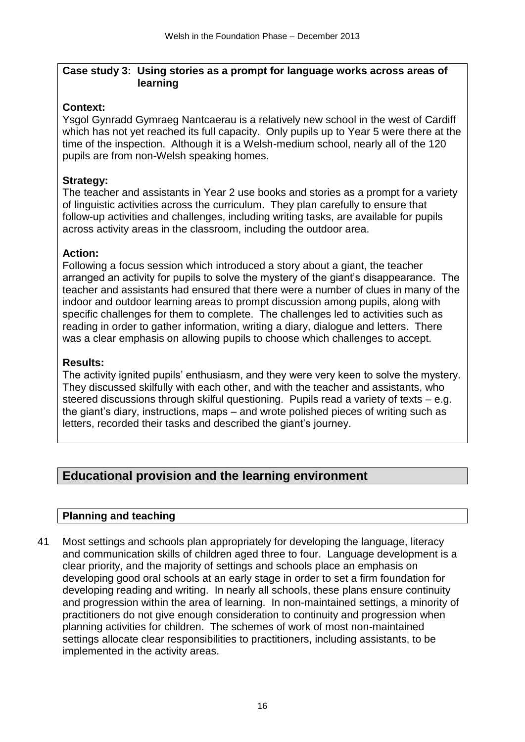**Case study 3: Using stories as a prompt for language works across areas of learning**

**Context:**
Ysgol Gynradd Gymraeg Nantcaerau is a relatively new school in the west of Cardiff which has not yet reached its full capacity. Only pupils up to Year 5 were there at the time of the inspection. Although it is a Welsh-medium school, nearly all of the 120 pupils are from non-Welsh speaking homes.

**Strategy:**
The teacher and assistants in Year 2 use books and stories as a prompt for a variety of linguistic activities across the curriculum. They plan carefully to ensure that follow-up activities and challenges, including writing tasks, are available for pupils across activity areas in the classroom, including the outdoor area.

**Action:**
Following a focus session which introduced a story about a giant, the teacher arranged an activity for pupils to solve the mystery of the giant's disappearance. The teacher and assistants had ensured that there were a number of clues in many of the indoor and outdoor learning areas to prompt discussion among pupils, along with specific challenges for them to complete. The challenges led to activities such as reading in order to gather information, writing a diary, dialogue and letters. There was a clear emphasis on allowing pupils to choose which challenges to accept.

**Results:**
The activity ignited pupils' enthusiasm, and they were very keen to solve the mystery. They discussed skilfully with each other, and with the teacher and assistants, who steered discussions through skilful questioning. Pupils read a variety of texts – e.g. the giant's diary, instructions, maps – and wrote polished pieces of writing such as letters, recorded their tasks and described the giant's journey.

## Educational provision and the learning environment

### Planning and teaching

41 Most settings and schools plan appropriately for developing the language, literacy and communication skills of children aged three to four. Language development is a clear priority, and the majority of settings and schools place an emphasis on developing good oral schools at an early stage in order to set a firm foundation for developing reading and writing. In nearly all schools, these plans ensure continuity and progression within the area of learning. In non-maintained settings, a minority of practitioners do not give enough consideration to continuity and progression when planning activities for children. The schemes of work of most non-maintained settings allocate clear responsibilities to practitioners, including assistants, to be implemented in the activity areas.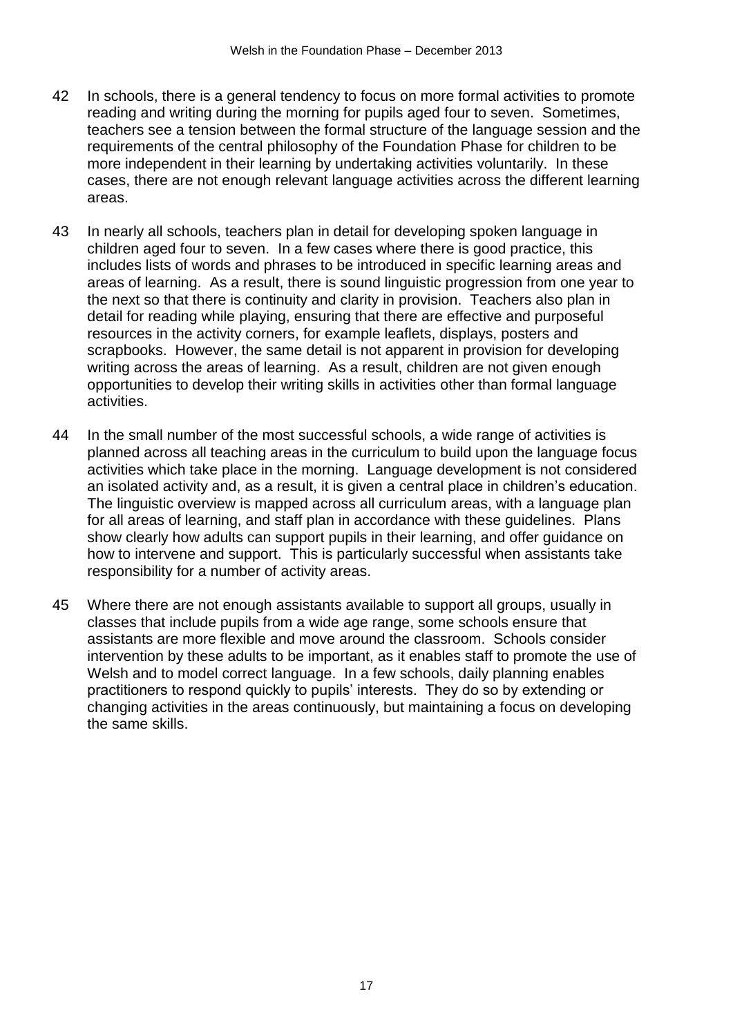42 In schools, there is a general tendency to focus on more formal activities to promote reading and writing during the morning for pupils aged four to seven. Sometimes, teachers see a tension between the formal structure of the language session and the requirements of the central philosophy of the Foundation Phase for children to be more independent in their learning by undertaking activities voluntarily. In these cases, there are not enough relevant language activities across the different learning areas.

43 In nearly all schools, teachers plan in detail for developing spoken language in children aged four to seven. In a few cases where there is good practice, this includes lists of words and phrases to be introduced in specific learning areas and areas of learning. As a result, there is sound linguistic progression from one year to the next so that there is continuity and clarity in provision. Teachers also plan in detail for reading while playing, ensuring that there are effective and purposeful resources in the activity corners, for example leaflets, displays, posters and scrapbooks. However, the same detail is not apparent in provision for developing writing across the areas of learning. As a result, children are not given enough opportunities to develop their writing skills in activities other than formal language activities.

44 In the small number of the most successful schools, a wide range of activities is planned across all teaching areas in the curriculum to build upon the language focus activities which take place in the morning. Language development is not considered an isolated activity and, as a result, it is given a central place in children's education. The linguistic overview is mapped across all curriculum areas, with a language plan for all areas of learning, and staff plan in accordance with these guidelines. Plans show clearly how adults can support pupils in their learning, and offer guidance on how to intervene and support. This is particularly successful when assistants take responsibility for a number of activity areas.

45 Where there are not enough assistants available to support all groups, usually in classes that include pupils from a wide age range, some schools ensure that assistants are more flexible and move around the classroom. Schools consider intervention by these adults to be important, as it enables staff to promote the use of Welsh and to model correct language. In a few schools, daily planning enables practitioners to respond quickly to pupils' interests. They do so by extending or changing activities in the areas continuously, but maintaining a focus on developing the same skills.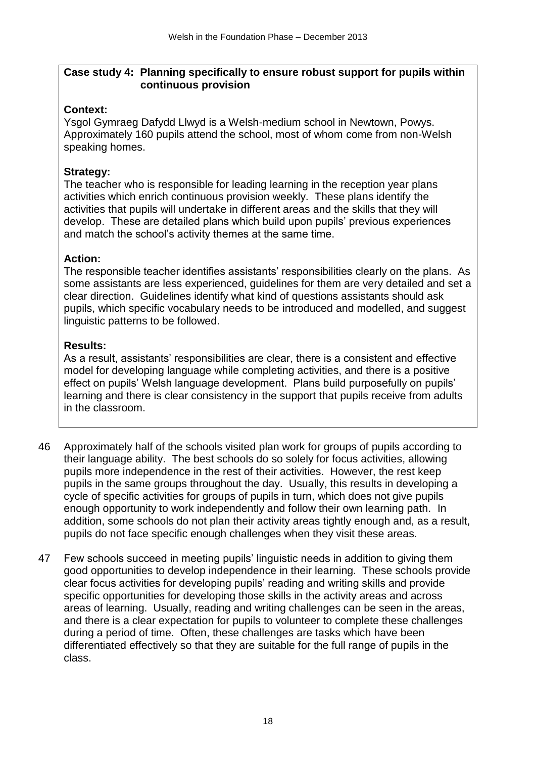**Case study 4: Planning specifically to ensure robust support for pupils within continuous provision**

**Context:**
Ysgol Gymraeg Dafydd Llwyd is a Welsh-medium school in Newtown, Powys. Approximately 160 pupils attend the school, most of whom come from non-Welsh speaking homes.

**Strategy:**
The teacher who is responsible for leading learning in the reception year plans activities which enrich continuous provision weekly. These plans identify the activities that pupils will undertake in different areas and the skills that they will develop. These are detailed plans which build upon pupils' previous experiences and match the school's activity themes at the same time.

**Action:**
The responsible teacher identifies assistants' responsibilities clearly on the plans. As some assistants are less experienced, guidelines for them are very detailed and set a clear direction. Guidelines identify what kind of questions assistants should ask pupils, which specific vocabulary needs to be introduced and modelled, and suggest linguistic patterns to be followed.

**Results:**
As a result, assistants' responsibilities are clear, there is a consistent and effective model for developing language while completing activities, and there is a positive effect on pupils' Welsh language development. Plans build purposefully on pupils' learning and there is clear consistency in the support that pupils receive from adults in the classroom.

46 Approximately half of the schools visited plan work for groups of pupils according to their language ability. The best schools do so solely for focus activities, allowing pupils more independence in the rest of their activities. However, the rest keep pupils in the same groups throughout the day. Usually, this results in developing a cycle of specific activities for groups of pupils in turn, which does not give pupils enough opportunity to work independently and follow their own learning path. In addition, some schools do not plan their activity areas tightly enough and, as a result, pupils do not face specific enough challenges when they visit these areas.

47 Few schools succeed in meeting pupils' linguistic needs in addition to giving them good opportunities to develop independence in their learning. These schools provide clear focus activities for developing pupils' reading and writing skills and provide specific opportunities for developing those skills in the activity areas and across areas of learning. Usually, reading and writing challenges can be seen in the areas, and there is a clear expectation for pupils to volunteer to complete these challenges during a period of time. Often, these challenges are tasks which have been differentiated effectively so that they are suitable for the full range of pupils in the class.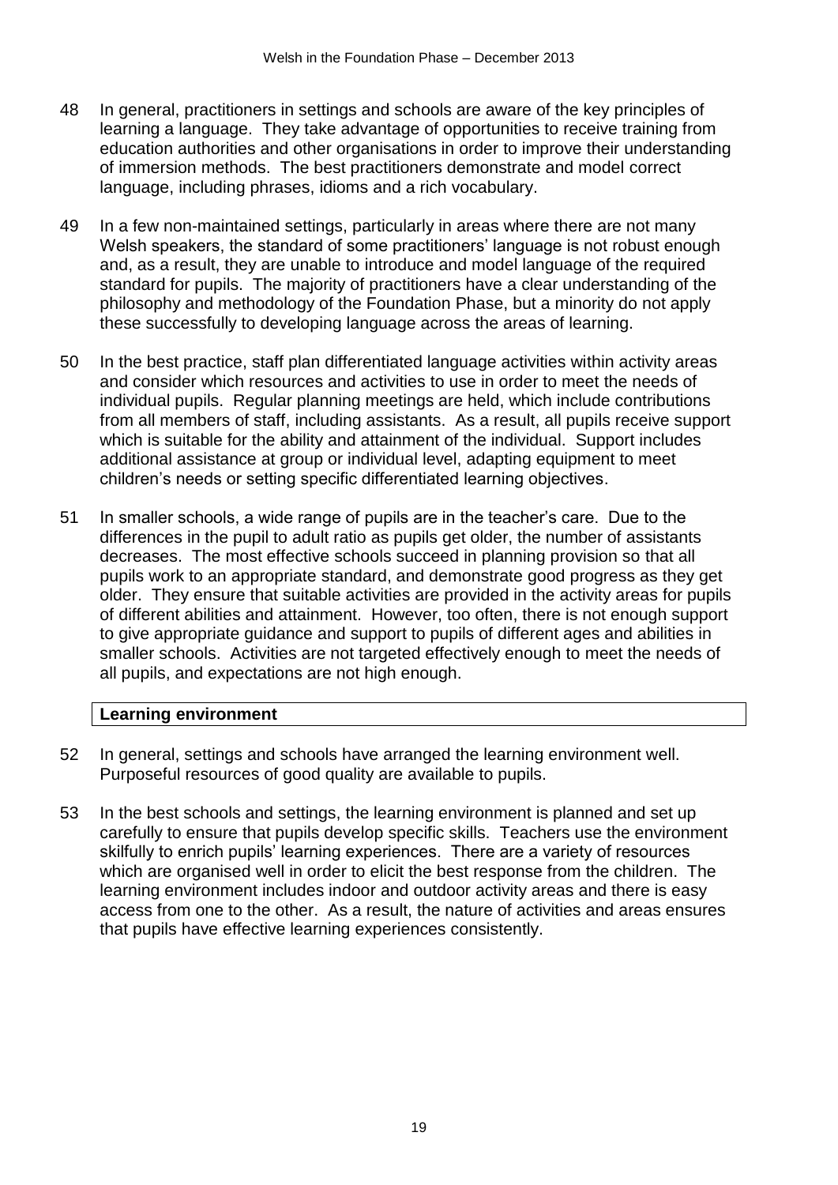48 In general, practitioners in settings and schools are aware of the key principles of learning a language. They take advantage of opportunities to receive training from education authorities and other organisations in order to improve their understanding of immersion methods. The best practitioners demonstrate and model correct language, including phrases, idioms and a rich vocabulary.

49 In a few non-maintained settings, particularly in areas where there are not many Welsh speakers, the standard of some practitioners' language is not robust enough and, as a result, they are unable to introduce and model language of the required standard for pupils. The majority of practitioners have a clear understanding of the philosophy and methodology of the Foundation Phase, but a minority do not apply these successfully to developing language across the areas of learning.

50 In the best practice, staff plan differentiated language activities within activity areas and consider which resources and activities to use in order to meet the needs of individual pupils. Regular planning meetings are held, which include contributions from all members of staff, including assistants. As a result, all pupils receive support which is suitable for the ability and attainment of the individual. Support includes additional assistance at group or individual level, adapting equipment to meet children's needs or setting specific differentiated learning objectives.

51 In smaller schools, a wide range of pupils are in the teacher's care. Due to the differences in the pupil to adult ratio as pupils get older, the number of assistants decreases. The most effective schools succeed in planning provision so that all pupils work to an appropriate standard, and demonstrate good progress as they get older. They ensure that suitable activities are provided in the activity areas for pupils of different abilities and attainment. However, too often, there is not enough support to give appropriate guidance and support to pupils of different ages and abilities in smaller schools. Activities are not targeted effectively enough to meet the needs of all pupils, and expectations are not high enough.

## Learning environment

52 In general, settings and schools have arranged the learning environment well. Purposeful resources of good quality are available to pupils.

53 In the best schools and settings, the learning environment is planned and set up carefully to ensure that pupils develop specific skills. Teachers use the environment skilfully to enrich pupils' learning experiences. There are a variety of resources which are organised well in order to elicit the best response from the children. The learning environment includes indoor and outdoor activity areas and there is easy access from one to the other. As a result, the nature of activities and areas ensures that pupils have effective learning experiences consistently.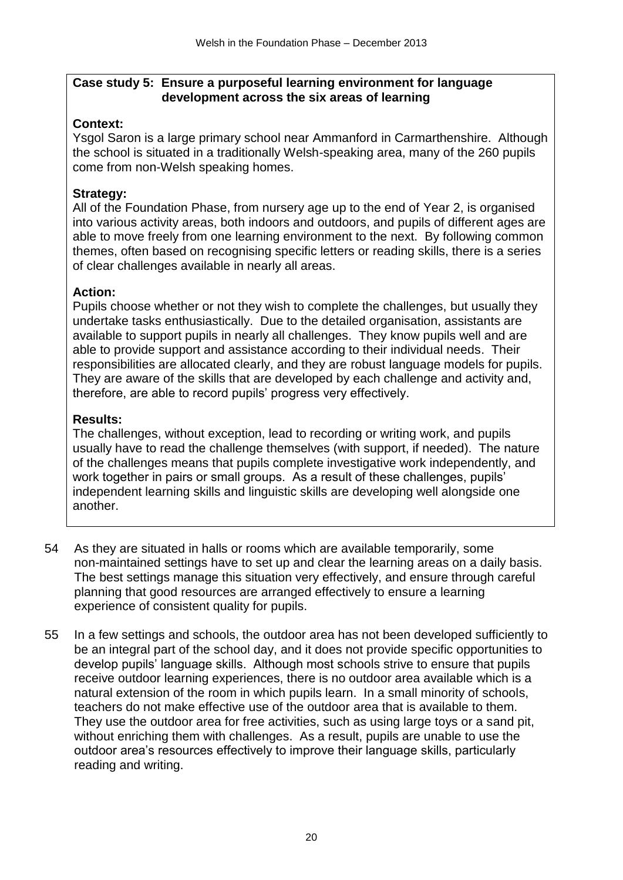**Case study 5: Ensure a purposeful learning environment for language development across the six areas of learning**

**Context:**
Ysgol Saron is a large primary school near Ammanford in Carmarthenshire. Although the school is situated in a traditionally Welsh-speaking area, many of the 260 pupils come from non-Welsh speaking homes.

**Strategy:**
All of the Foundation Phase, from nursery age up to the end of Year 2, is organised into various activity areas, both indoors and outdoors, and pupils of different ages are able to move freely from one learning environment to the next. By following common themes, often based on recognising specific letters or reading skills, there is a series of clear challenges available in nearly all areas.

**Action:**
Pupils choose whether or not they wish to complete the challenges, but usually they undertake tasks enthusiastically. Due to the detailed organisation, assistants are available to support pupils in nearly all challenges. They know pupils well and are able to provide support and assistance according to their individual needs. Their responsibilities are allocated clearly, and they are robust language models for pupils. They are aware of the skills that are developed by each challenge and activity and, therefore, are able to record pupils' progress very effectively.

**Results:**
The challenges, without exception, lead to recording or writing work, and pupils usually have to read the challenge themselves (with support, if needed). The nature of the challenges means that pupils complete investigative work independently, and work together in pairs or small groups. As a result of these challenges, pupils' independent learning skills and linguistic skills are developing well alongside one another.

54 As they are situated in halls or rooms which are available temporarily, some non-maintained settings have to set up and clear the learning areas on a daily basis. The best settings manage this situation very effectively, and ensure through careful planning that good resources are arranged effectively to ensure a learning experience of consistent quality for pupils.

55 In a few settings and schools, the outdoor area has not been developed sufficiently to be an integral part of the school day, and it does not provide specific opportunities to develop pupils' language skills. Although most schools strive to ensure that pupils receive outdoor learning experiences, there is no outdoor area available which is a natural extension of the room in which pupils learn. In a small minority of schools, teachers do not make effective use of the outdoor area that is available to them. They use the outdoor area for free activities, such as using large toys or a sand pit, without enriching them with challenges. As a result, pupils are unable to use the outdoor area's resources effectively to improve their language skills, particularly reading and writing.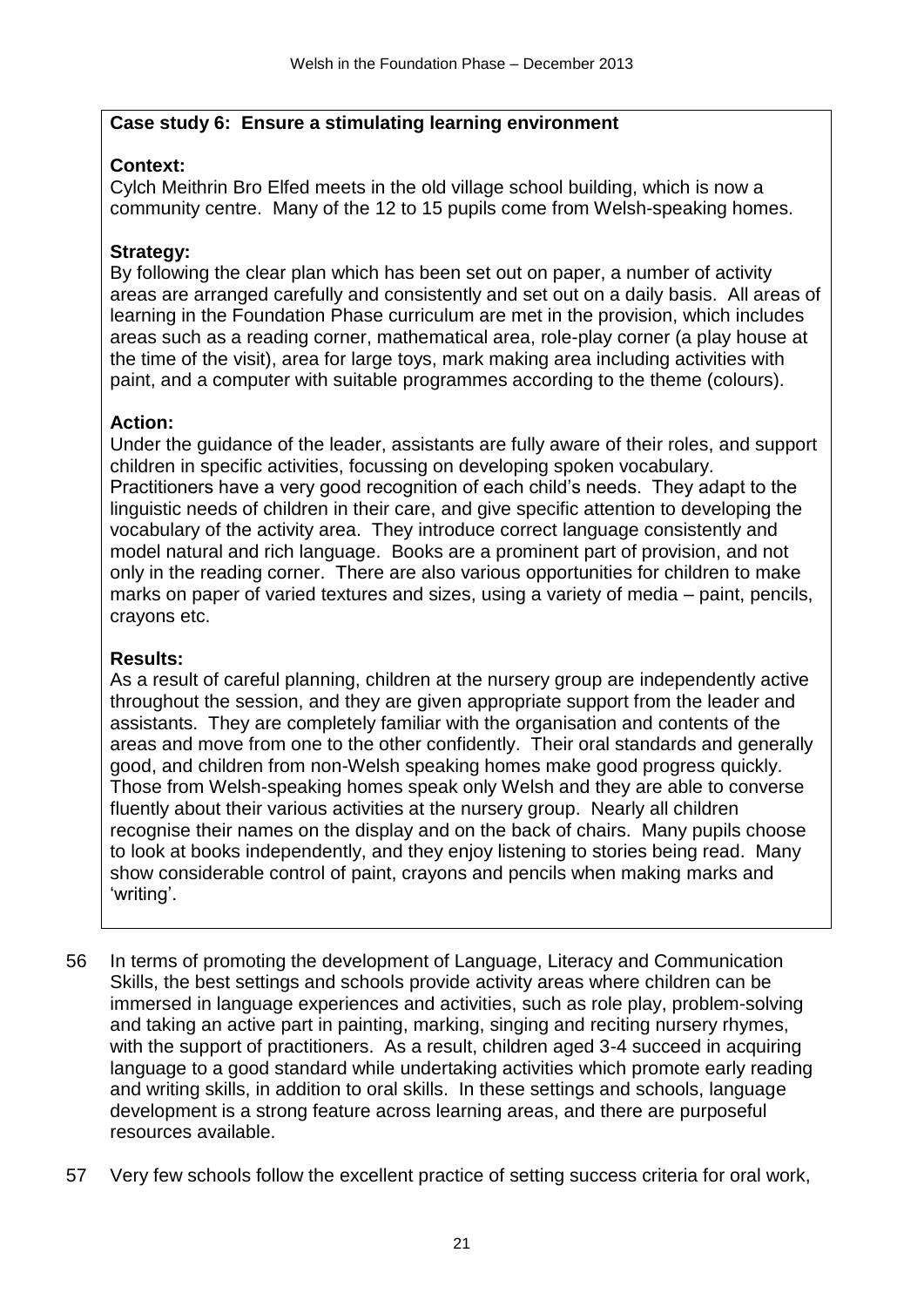**Case study 6: Ensure a stimulating learning environment**

**Context:**
Cylch Meithrin Bro Elfed meets in the old village school building, which is now a community centre. Many of the 12 to 15 pupils come from Welsh-speaking homes.

**Strategy:**
By following the clear plan which has been set out on paper, a number of activity areas are arranged carefully and consistently and set out on a daily basis. All areas of learning in the Foundation Phase curriculum are met in the provision, which includes areas such as a reading corner, mathematical area, role-play corner (a play house at the time of the visit), area for large toys, mark making area including activities with paint, and a computer with suitable programmes according to the theme (colours).

**Action:**
Under the guidance of the leader, assistants are fully aware of their roles, and support children in specific activities, focussing on developing spoken vocabulary. Practitioners have a very good recognition of each child's needs. They adapt to the linguistic needs of children in their care, and give specific attention to developing the vocabulary of the activity area. They introduce correct language consistently and model natural and rich language. Books are a prominent part of provision, and not only in the reading corner. There are also various opportunities for children to make marks on paper of varied textures and sizes, using a variety of media – paint, pencils, crayons etc.

**Results:**
As a result of careful planning, children at the nursery group are independently active throughout the session, and they are given appropriate support from the leader and assistants. They are completely familiar with the organisation and contents of the areas and move from one to the other confidently. Their oral standards and generally good, and children from non-Welsh speaking homes make good progress quickly. Those from Welsh-speaking homes speak only Welsh and they are able to converse fluently about their various activities at the nursery group. Nearly all children recognise their names on the display and on the back of chairs. Many pupils choose to look at books independently, and they enjoy listening to stories being read. Many show considerable control of paint, crayons and pencils when making marks and 'writing'.

56 In terms of promoting the development of Language, Literacy and Communication Skills, the best settings and schools provide activity areas where children can be immersed in language experiences and activities, such as role play, problem-solving and taking an active part in painting, marking, singing and reciting nursery rhymes, with the support of practitioners. As a result, children aged 3-4 succeed in acquiring language to a good standard while undertaking activities which promote early reading and writing skills, in addition to oral skills. In these settings and schools, language development is a strong feature across learning areas, and there are purposeful resources available.

57 Very few schools follow the excellent practice of setting success criteria for oral work,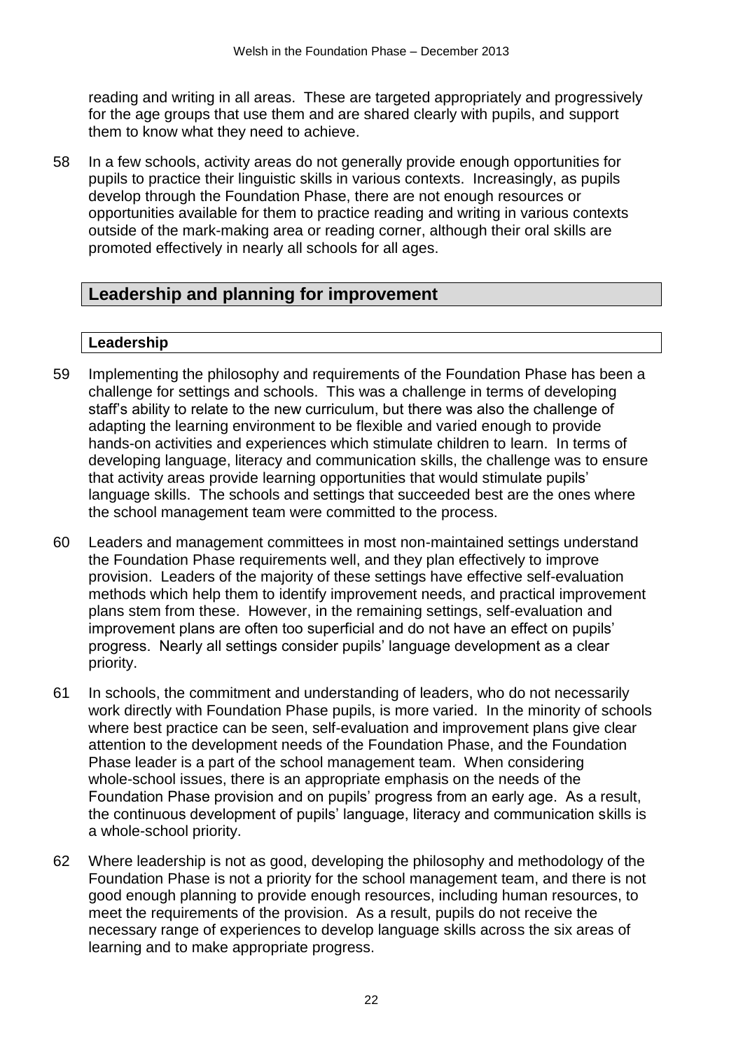reading and writing in all areas. These are targeted appropriately and progressively for the age groups that use them and are shared clearly with pupils, and support them to know what they need to achieve.

58 In a few schools, activity areas do not generally provide enough opportunities for pupils to practice their linguistic skills in various contexts. Increasingly, as pupils develop through the Foundation Phase, there are not enough resources or opportunities available for them to practice reading and writing in various contexts outside of the mark-making area or reading corner, although their oral skills are promoted effectively in nearly all schools for all ages.

## Leadership and planning for improvement

### Leadership

59 Implementing the philosophy and requirements of the Foundation Phase has been a challenge for settings and schools. This was a challenge in terms of developing staff's ability to relate to the new curriculum, but there was also the challenge of adapting the learning environment to be flexible and varied enough to provide hands-on activities and experiences which stimulate children to learn. In terms of developing language, literacy and communication skills, the challenge was to ensure that activity areas provide learning opportunities that would stimulate pupils' language skills. The schools and settings that succeeded best are the ones where the school management team were committed to the process.

60 Leaders and management committees in most non-maintained settings understand the Foundation Phase requirements well, and they plan effectively to improve provision. Leaders of the majority of these settings have effective self-evaluation methods which help them to identify improvement needs, and practical improvement plans stem from these. However, in the remaining settings, self-evaluation and improvement plans are often too superficial and do not have an effect on pupils' progress. Nearly all settings consider pupils' language development as a clear priority.

61 In schools, the commitment and understanding of leaders, who do not necessarily work directly with Foundation Phase pupils, is more varied. In the minority of schools where best practice can be seen, self-evaluation and improvement plans give clear attention to the development needs of the Foundation Phase, and the Foundation Phase leader is a part of the school management team. When considering whole-school issues, there is an appropriate emphasis on the needs of the Foundation Phase provision and on pupils' progress from an early age. As a result, the continuous development of pupils' language, literacy and communication skills is a whole-school priority.

62 Where leadership is not as good, developing the philosophy and methodology of the Foundation Phase is not a priority for the school management team, and there is not good enough planning to provide enough resources, including human resources, to meet the requirements of the provision. As a result, pupils do not receive the necessary range of experiences to develop language skills across the six areas of learning and to make appropriate progress.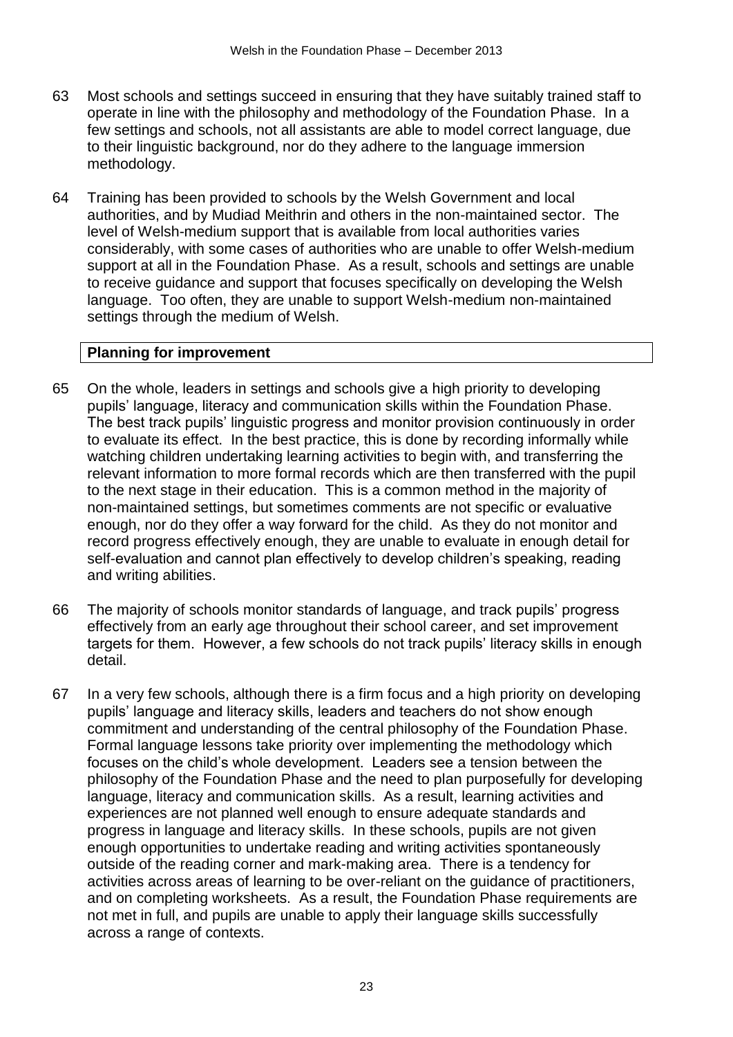63 Most schools and settings succeed in ensuring that they have suitably trained staff to operate in line with the philosophy and methodology of the Foundation Phase. In a few settings and schools, not all assistants are able to model correct language, due to their linguistic background, nor do they adhere to the language immersion methodology.

64 Training has been provided to schools by the Welsh Government and local authorities, and by Mudiad Meithrin and others in the non-maintained sector. The level of Welsh-medium support that is available from local authorities varies considerably, with some cases of authorities who are unable to offer Welsh-medium support at all in the Foundation Phase. As a result, schools and settings are unable to receive guidance and support that focuses specifically on developing the Welsh language. Too often, they are unable to support Welsh-medium non-maintained settings through the medium of Welsh.

**Planning for improvement**

65 On the whole, leaders in settings and schools give a high priority to developing pupils' language, literacy and communication skills within the Foundation Phase. The best track pupils' linguistic progress and monitor provision continuously in order to evaluate its effect. In the best practice, this is done by recording informally while watching children undertaking learning activities to begin with, and transferring the relevant information to more formal records which are then transferred with the pupil to the next stage in their education. This is a common method in the majority of non-maintained settings, but sometimes comments are not specific or evaluative enough, nor do they offer a way forward for the child. As they do not monitor and record progress effectively enough, they are unable to evaluate in enough detail for self-evaluation and cannot plan effectively to develop children's speaking, reading and writing abilities.

66 The majority of schools monitor standards of language, and track pupils' progress effectively from an early age throughout their school career, and set improvement targets for them. However, a few schools do not track pupils' literacy skills in enough detail.

67 In a very few schools, although there is a firm focus and a high priority on developing pupils' language and literacy skills, leaders and teachers do not show enough commitment and understanding of the central philosophy of the Foundation Phase. Formal language lessons take priority over implementing the methodology which focuses on the child's whole development. Leaders see a tension between the philosophy of the Foundation Phase and the need to plan purposefully for developing language, literacy and communication skills. As a result, learning activities and experiences are not planned well enough to ensure adequate standards and progress in language and literacy skills. In these schools, pupils are not given enough opportunities to undertake reading and writing activities spontaneously outside of the reading corner and mark-making area. There is a tendency for activities across areas of learning to be over-reliant on the guidance of practitioners, and on completing worksheets. As a result, the Foundation Phase requirements are not met in full, and pupils are unable to apply their language skills successfully across a range of contexts.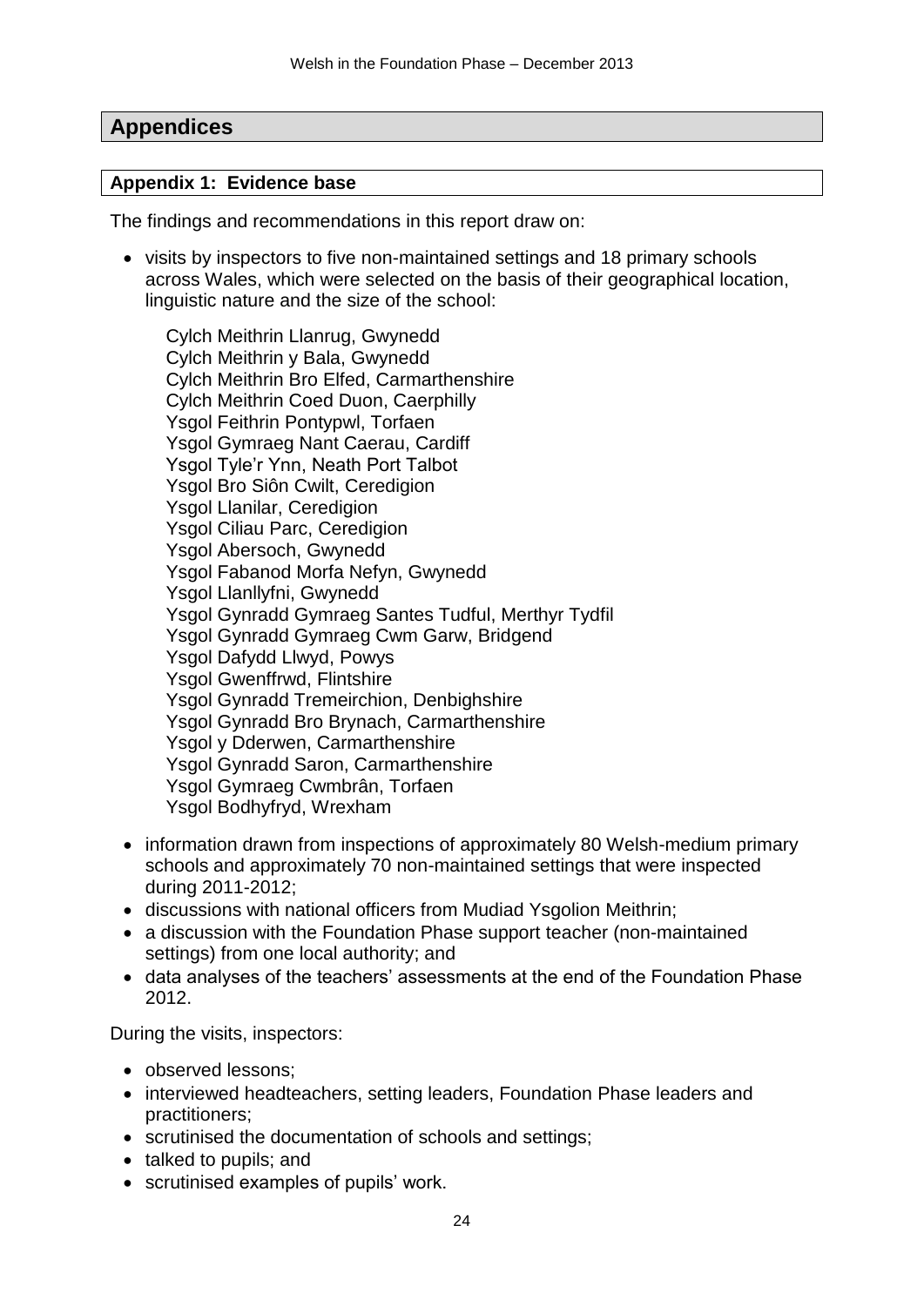## Appendices

### Appendix 1: Evidence base

The findings and recommendations in this report draw on:

- visits by inspectors to five non-maintained settings and 18 primary schools across Wales, which were selected on the basis of their geographical location, linguistic nature and the size of the school:

  Cylch Meithrin Llanrug, Gwynedd
  Cylch Meithrin y Bala, Gwynedd
  Cylch Meithrin Bro Elfed, Carmarthenshire
  Cylch Meithrin Coed Duon, Caerphilly
  Ysgol Feithrin Pontypwl, Torfaen
  Ysgol Gymraeg Nant Caerau, Cardiff
  Ysgol Tyle'r Ynn, Neath Port Talbot
  Ysgol Bro Siôn Cwilt, Ceredigion
  Ysgol Llanilar, Ceredigion
  Ysgol Ciliau Parc, Ceredigion
  Ysgol Abersoch, Gwynedd
  Ysgol Fabanod Morfa Nefyn, Gwynedd
  Ysgol Llanllyfni, Gwynedd
  Ysgol Gynradd Gymraeg Santes Tudful, Merthyr Tydfil
  Ysgol Gynradd Gymraeg Cwm Garw, Bridgend
  Ysgol Dafydd Llwyd, Powys
  Ysgol Gwenffrwd, Flintshire
  Ysgol Gynradd Tremeirchion, Denbighshire
  Ysgol Gynradd Bro Brynach, Carmarthenshire
  Ysgol y Dderwen, Carmarthenshire
  Ysgol Gynradd Saron, Carmarthenshire
  Ysgol Gymraeg Cwmbrân, Torfaen
  Ysgol Bodhyfryd, Wrexham

- information drawn from inspections of approximately 80 Welsh-medium primary schools and approximately 70 non-maintained settings that were inspected during 2011-2012;
- discussions with national officers from Mudiad Ysgolion Meithrin;
- a discussion with the Foundation Phase support teacher (non-maintained settings) from one local authority; and
- data analyses of the teachers' assessments at the end of the Foundation Phase 2012.

During the visits, inspectors:

- observed lessons;
- interviewed headteachers, setting leaders, Foundation Phase leaders and practitioners;
- scrutinised the documentation of schools and settings;
- talked to pupils; and
- scrutinised examples of pupils' work.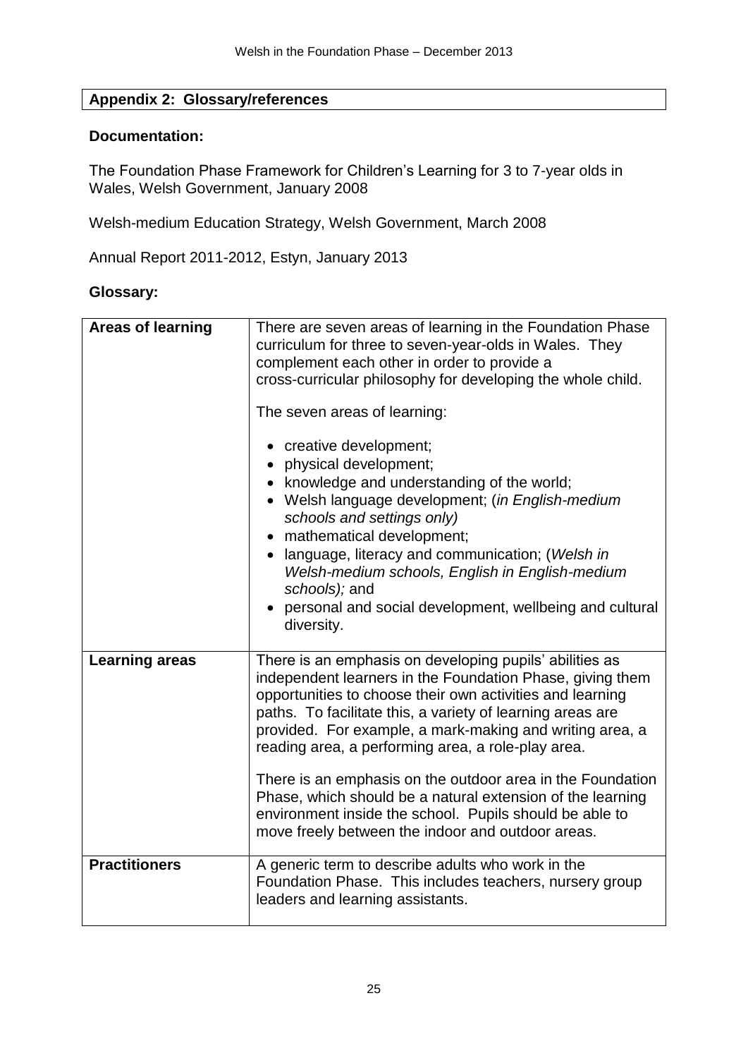## Appendix 2: Glossary/references

### Documentation:

The Foundation Phase Framework for Children's Learning for 3 to 7-year olds in Wales, Welsh Government, January 2008

Welsh-medium Education Strategy, Welsh Government, March 2008

Annual Report 2011-2012, Estyn, January 2013

### Glossary:

| | |
|---|---|
| **Areas of learning** | There are seven areas of learning in the Foundation Phase curriculum for three to seven-year-olds in Wales. They complement each other in order to provide a cross-curricular philosophy for developing the whole child.<br><br>The seven areas of learning:<br><br>• creative development;<br>• physical development;<br>• knowledge and understanding of the world;<br>• Welsh language development; (*in English-medium schools and settings only)*<br>• mathematical development;<br>• language, literacy and communication; (*Welsh in Welsh-medium schools, English in English-medium schools);* and<br>• personal and social development, wellbeing and cultural diversity. |
| **Learning areas** | There is an emphasis on developing pupils' abilities as independent learners in the Foundation Phase, giving them opportunities to choose their own activities and learning paths. To facilitate this, a variety of learning areas are provided. For example, a mark-making and writing area, a reading area, a performing area, a role-play area.<br><br>There is an emphasis on the outdoor area in the Foundation Phase, which should be a natural extension of the learning environment inside the school. Pupils should be able to move freely between the indoor and outdoor areas. |
| **Practitioners** | A generic term to describe adults who work in the Foundation Phase. This includes teachers, nursery group leaders and learning assistants. |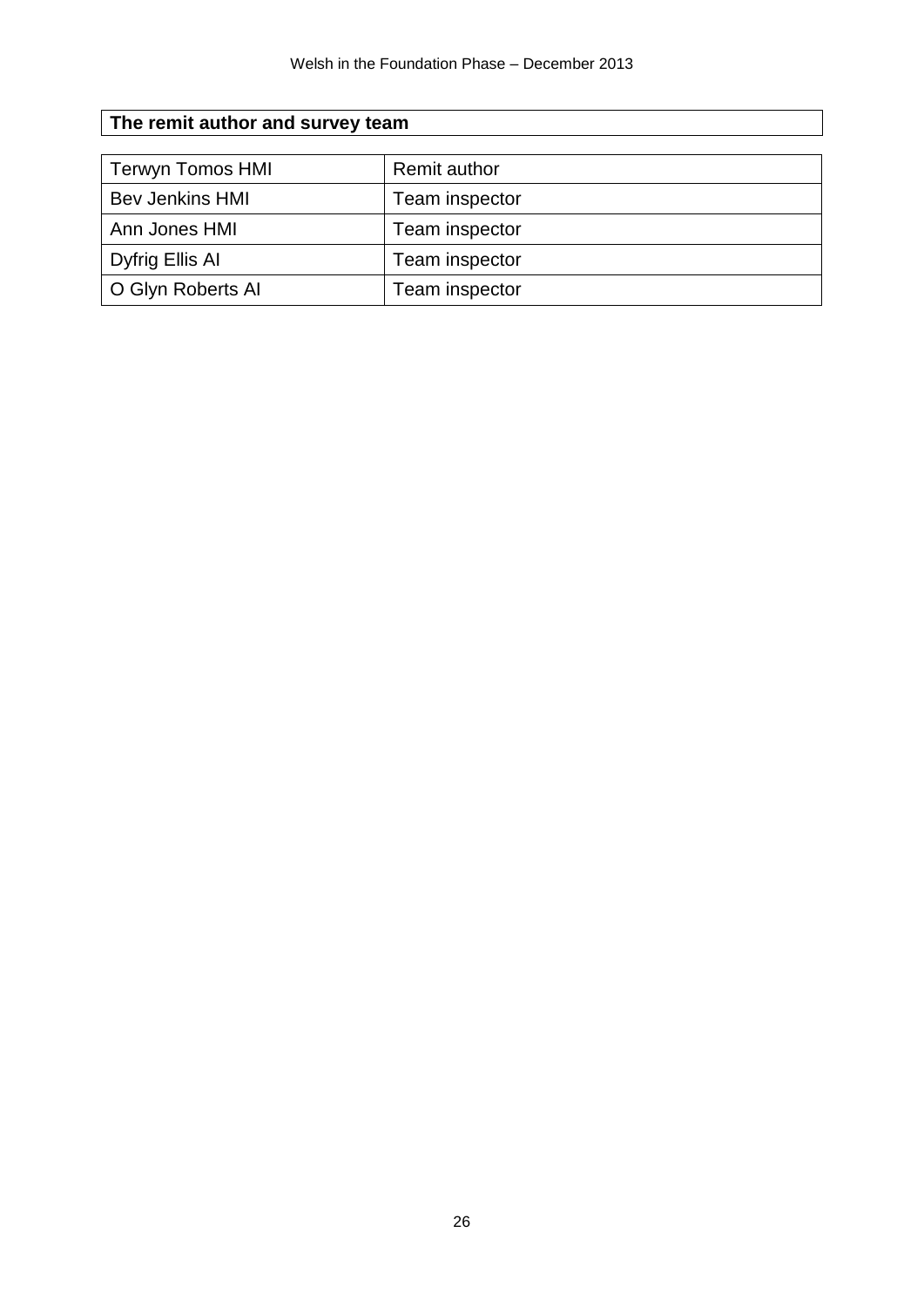## The remit author and survey team

| | |
|---|---|
| Terwyn Tomos HMI | Remit author |
| Bev Jenkins HMI | Team inspector |
| Ann Jones HMI | Team inspector |
| Dyfrig Ellis AI | Team inspector |
| O Glyn Roberts AI | Team inspector |